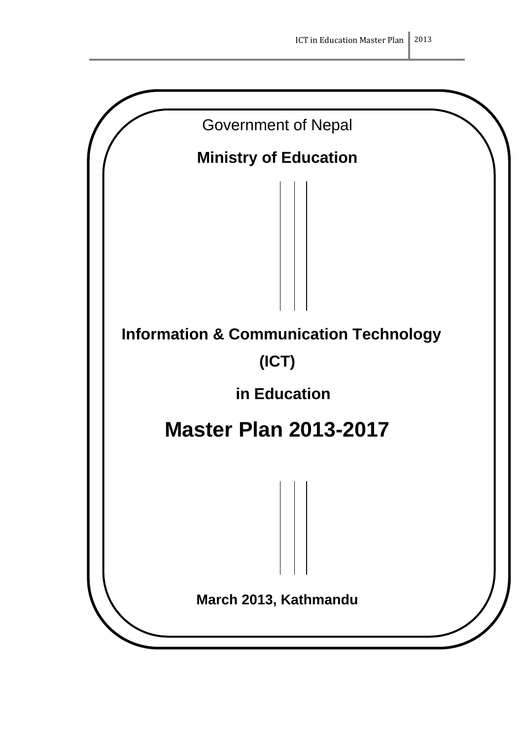Government of Nepal

**Ministry of Education**

# Information & Communication Technology (ICT) in Education

# Master Plan 2013-2017

**March 2013, Kathmandu**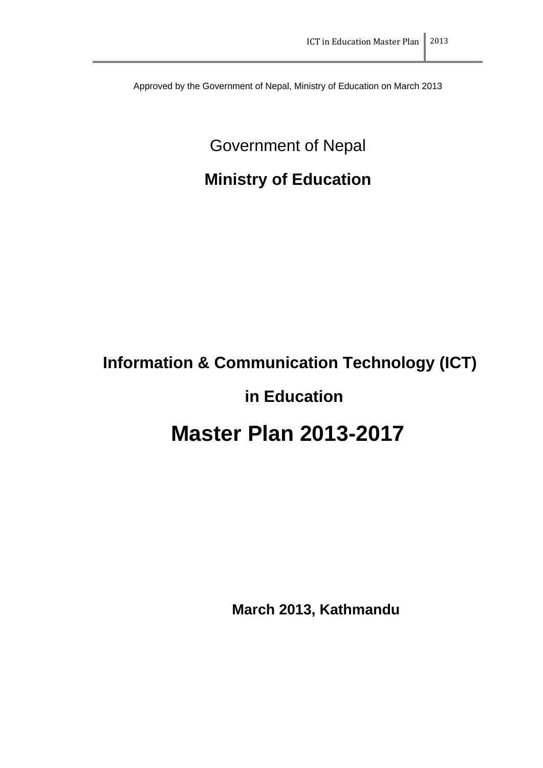Approved by the Government of Nepal, Ministry of Education on March 2013

Government of Nepal

**Ministry of Education**

# Information & Communication Technology (ICT) in Education

# Master Plan 2013-2017

**March 2013, Kathmandu**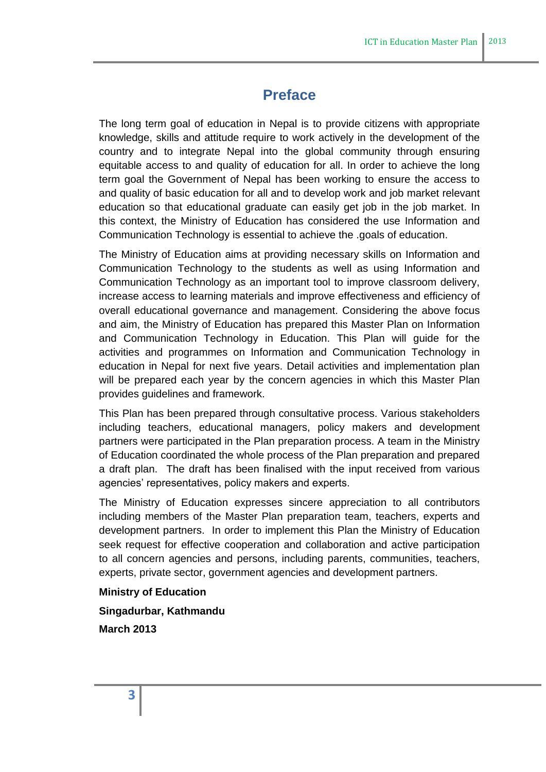# Preface

The long term goal of education in Nepal is to provide citizens with appropriate knowledge, skills and attitude require to work actively in the development of the country and to integrate Nepal into the global community through ensuring equitable access to and quality of education for all. In order to achieve the long term goal the Government of Nepal has been working to ensure the access to and quality of basic education for all and to develop work and job market relevant education so that educational graduate can easily get job in the job market. In this context, the Ministry of Education has considered the use Information and Communication Technology is essential to achieve the .goals of education.

The Ministry of Education aims at providing necessary skills on Information and Communication Technology to the students as well as using Information and Communication Technology as an important tool to improve classroom delivery, increase access to learning materials and improve effectiveness and efficiency of overall educational governance and management. Considering the above focus and aim, the Ministry of Education has prepared this Master Plan on Information and Communication Technology in Education. This Plan will guide for the activities and programmes on Information and Communication Technology in education in Nepal for next five years. Detail activities and implementation plan will be prepared each year by the concern agencies in which this Master Plan provides guidelines and framework.

This Plan has been prepared through consultative process. Various stakeholders including teachers, educational managers, policy makers and development partners were participated in the Plan preparation process. A team in the Ministry of Education coordinated the whole process of the Plan preparation and prepared a draft plan. The draft has been finalised with the input received from various agencies' representatives, policy makers and experts.

The Ministry of Education expresses sincere appreciation to all contributors including members of the Master Plan preparation team, teachers, experts and development partners. In order to implement this Plan the Ministry of Education seek request for effective cooperation and collaboration and active participation to all concern agencies and persons, including parents, communities, teachers, experts, private sector, government agencies and development partners.

**Ministry of Education**

**Singadurbar, Kathmandu**

**March 2013**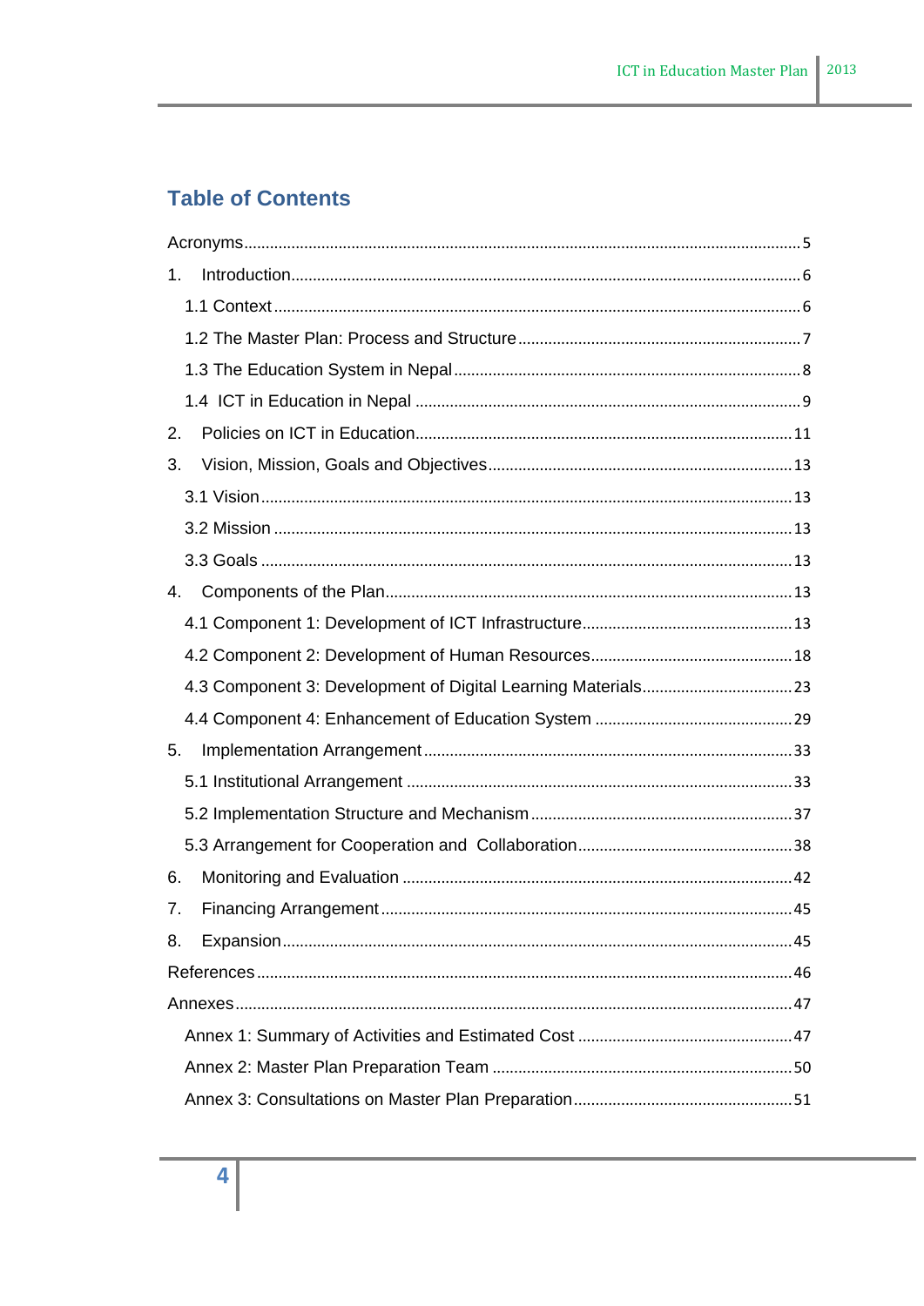# Table of Contents

Acronyms ..... 5

1. Introduction ..... 6
   - 1.1 Context ..... 6
   - 1.2 The Master Plan: Process and Structure ..... 7
   - 1.3 The Education System in Nepal ..... 8
   - 1.4 ICT in Education in Nepal ..... 9
2. Policies on ICT in Education ..... 11
3. Vision, Mission, Goals and Objectives ..... 13
   - 3.1 Vision ..... 13
   - 3.2 Mission ..... 13
   - 3.3 Goals ..... 13
4. Components of the Plan ..... 13
   - 4.1 Component 1: Development of ICT Infrastructure ..... 13
   - 4.2 Component 2: Development of Human Resources ..... 18
   - 4.3 Component 3: Development of Digital Learning Materials ..... 23
   - 4.4 Component 4: Enhancement of Education System ..... 29
5. Implementation Arrangement ..... 33
   - 5.1 Institutional Arrangement ..... 33
   - 5.2 Implementation Structure and Mechanism ..... 37
   - 5.3 Arrangement for Cooperation and Collaboration ..... 38
6. Monitoring and Evaluation ..... 42
7. Financing Arrangement ..... 45
8. Expansion ..... 45

References ..... 46

Annexes ..... 47

- Annex 1: Summary of Activities and Estimated Cost ..... 47
- Annex 2: Master Plan Preparation Team ..... 50
- Annex 3: Consultations on Master Plan Preparation ..... 51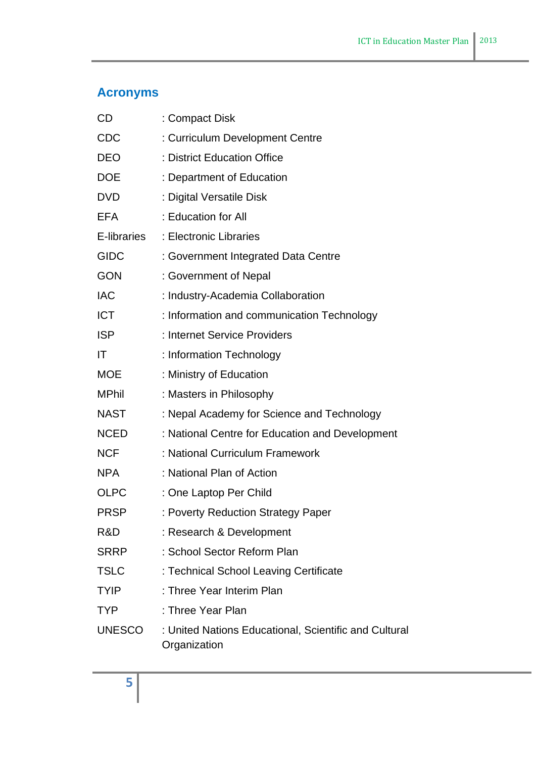## Acronyms

| | |
|---|---|
| CD | : Compact Disk |
| CDC | : Curriculum Development Centre |
| DEO | : District Education Office |
| DOE | : Department of Education |
| DVD | : Digital Versatile Disk |
| EFA | : Education for All |
| E-libraries | : Electronic Libraries |
| GIDC | : Government Integrated Data Centre |
| GON | : Government of Nepal |
| IAC | : Industry-Academia Collaboration |
| ICT | : Information and communication Technology |
| ISP | : Internet Service Providers |
| IT | : Information Technology |
| MOE | : Ministry of Education |
| MPhil | : Masters in Philosophy |
| NAST | : Nepal Academy for Science and Technology |
| NCED | : National Centre for Education and Development |
| NCF | : National Curriculum Framework |
| NPA | : National Plan of Action |
| OLPC | : One Laptop Per Child |
| PRSP | : Poverty Reduction Strategy Paper |
| R&D | : Research & Development |
| SRRP | : School Sector Reform Plan |
| TSLC | : Technical School Leaving Certificate |
| TYIP | : Three Year Interim Plan |
| TYP | : Three Year Plan |
| UNESCO | : United Nations Educational, Scientific and Cultural Organization |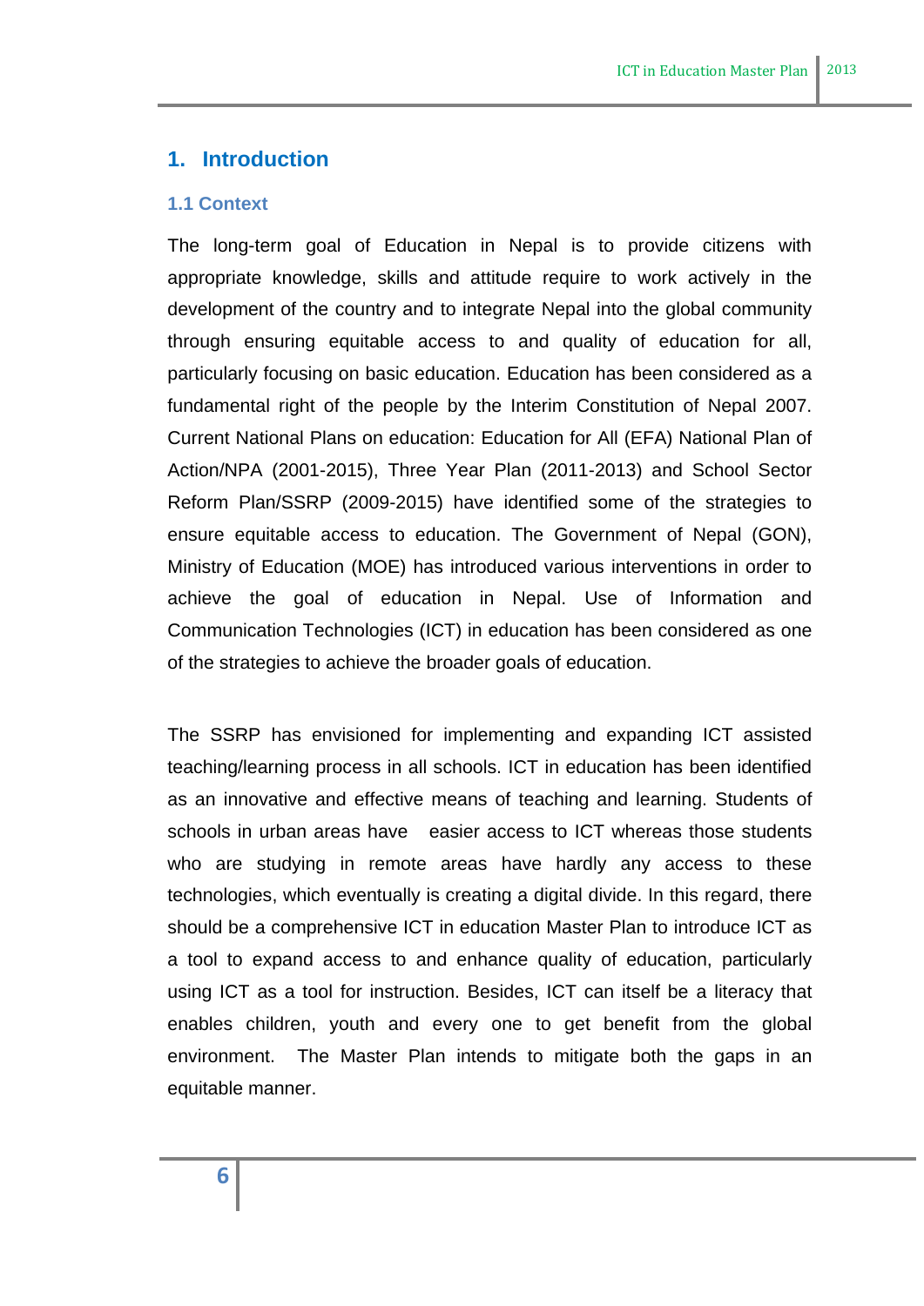# 1. Introduction

## 1.1 Context

The long-term goal of Education in Nepal is to provide citizens with appropriate knowledge, skills and attitude require to work actively in the development of the country and to integrate Nepal into the global community through ensuring equitable access to and quality of education for all, particularly focusing on basic education. Education has been considered as a fundamental right of the people by the Interim Constitution of Nepal 2007. Current National Plans on education: Education for All (EFA) National Plan of Action/NPA (2001-2015), Three Year Plan (2011-2013) and School Sector Reform Plan/SSRP (2009-2015) have identified some of the strategies to ensure equitable access to education. The Government of Nepal (GON), Ministry of Education (MOE) has introduced various interventions in order to achieve the goal of education in Nepal. Use of Information and Communication Technologies (ICT) in education has been considered as one of the strategies to achieve the broader goals of education.

The SSRP has envisioned for implementing and expanding ICT assisted teaching/learning process in all schools. ICT in education has been identified as an innovative and effective means of teaching and learning. Students of schools in urban areas have easier access to ICT whereas those students who are studying in remote areas have hardly any access to these technologies, which eventually is creating a digital divide. In this regard, there should be a comprehensive ICT in education Master Plan to introduce ICT as a tool to expand access to and enhance quality of education, particularly using ICT as a tool for instruction. Besides, ICT can itself be a literacy that enables children, youth and every one to get benefit from the global environment. The Master Plan intends to mitigate both the gaps in an equitable manner.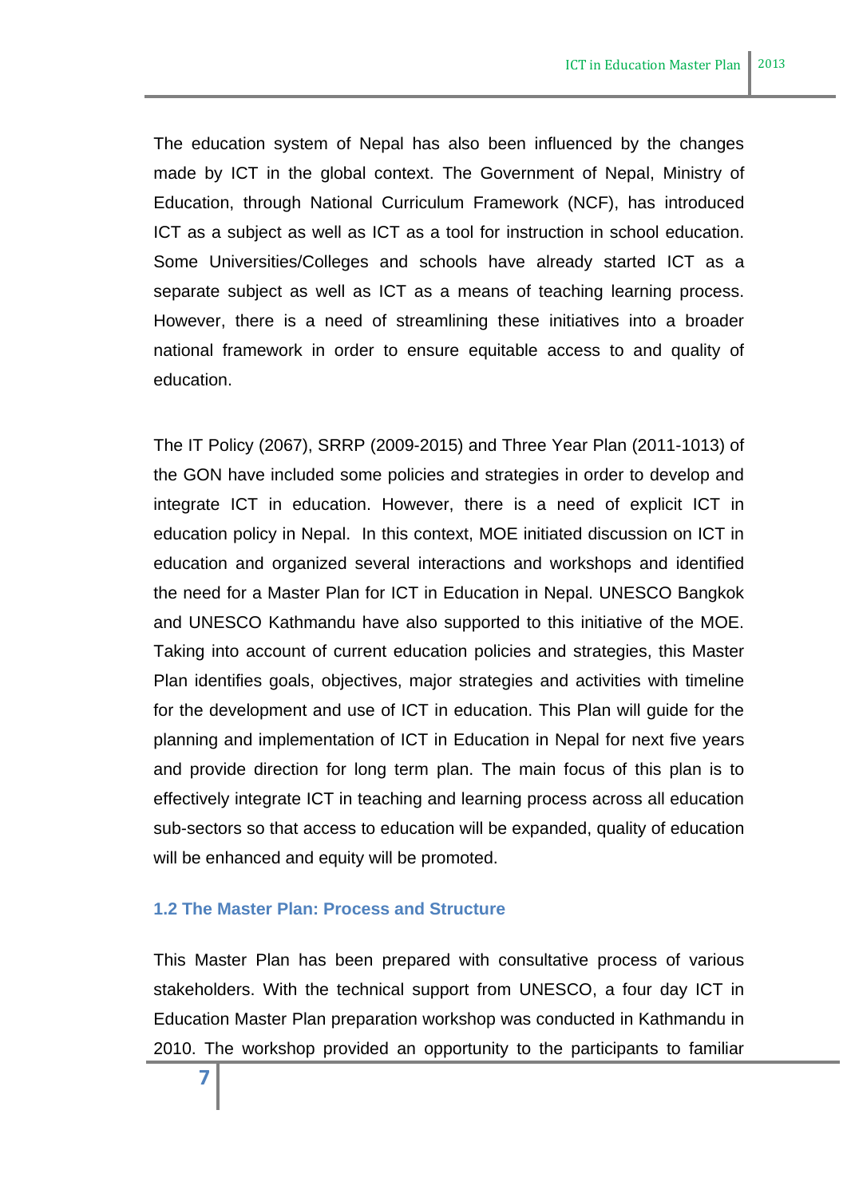The education system of Nepal has also been influenced by the changes made by ICT in the global context. The Government of Nepal, Ministry of Education, through National Curriculum Framework (NCF), has introduced ICT as a subject as well as ICT as a tool for instruction in school education. Some Universities/Colleges and schools have already started ICT as a separate subject as well as ICT as a means of teaching learning process. However, there is a need of streamlining these initiatives into a broader national framework in order to ensure equitable access to and quality of education.

The IT Policy (2067), SRRP (2009-2015) and Three Year Plan (2011-1013) of the GON have included some policies and strategies in order to develop and integrate ICT in education. However, there is a need of explicit ICT in education policy in Nepal. In this context, MOE initiated discussion on ICT in education and organized several interactions and workshops and identified the need for a Master Plan for ICT in Education in Nepal. UNESCO Bangkok and UNESCO Kathmandu have also supported to this initiative of the MOE. Taking into account of current education policies and strategies, this Master Plan identifies goals, objectives, major strategies and activities with timeline for the development and use of ICT in education. This Plan will guide for the planning and implementation of ICT in Education in Nepal for next five years and provide direction for long term plan. The main focus of this plan is to effectively integrate ICT in teaching and learning process across all education sub-sectors so that access to education will be expanded, quality of education will be enhanced and equity will be promoted.

### 1.2 The Master Plan: Process and Structure

This Master Plan has been prepared with consultative process of various stakeholders. With the technical support from UNESCO, a four day ICT in Education Master Plan preparation workshop was conducted in Kathmandu in 2010. The workshop provided an opportunity to the participants to familiar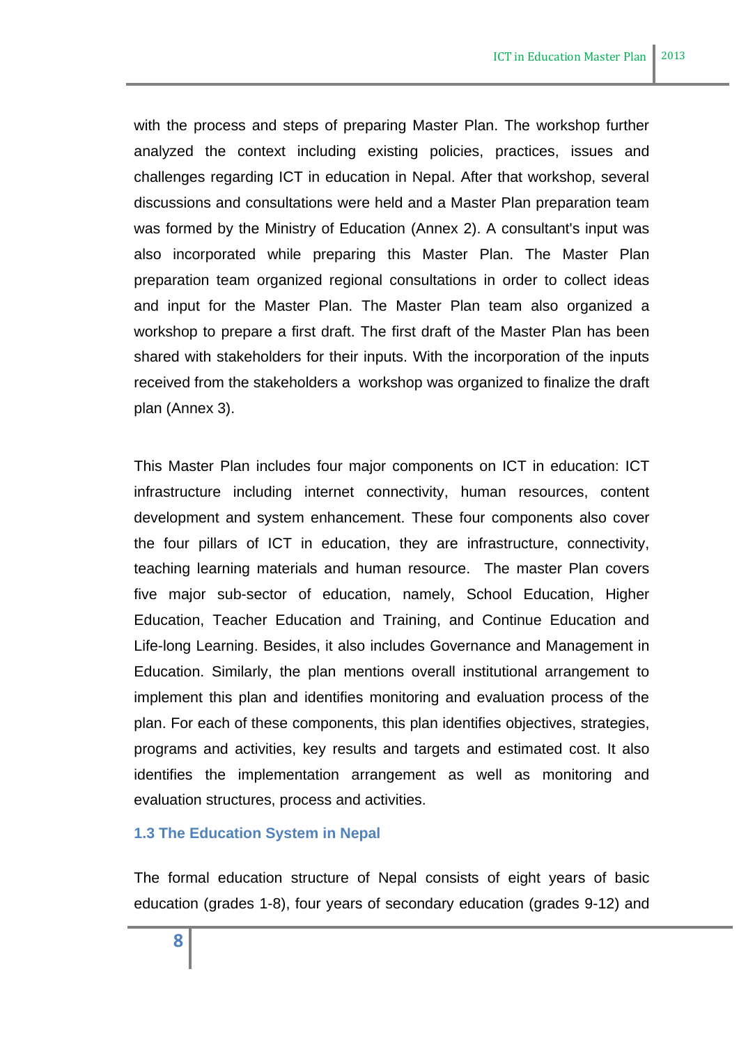with the process and steps of preparing Master Plan. The workshop further analyzed the context including existing policies, practices, issues and challenges regarding ICT in education in Nepal. After that workshop, several discussions and consultations were held and a Master Plan preparation team was formed by the Ministry of Education (Annex 2). A consultant's input was also incorporated while preparing this Master Plan. The Master Plan preparation team organized regional consultations in order to collect ideas and input for the Master Plan. The Master Plan team also organized a workshop to prepare a first draft. The first draft of the Master Plan has been shared with stakeholders for their inputs. With the incorporation of the inputs received from the stakeholders a workshop was organized to finalize the draft plan (Annex 3).

This Master Plan includes four major components on ICT in education: ICT infrastructure including internet connectivity, human resources, content development and system enhancement. These four components also cover the four pillars of ICT in education, they are infrastructure, connectivity, teaching learning materials and human resource. The master Plan covers five major sub-sector of education, namely, School Education, Higher Education, Teacher Education and Training, and Continue Education and Life-long Learning. Besides, it also includes Governance and Management in Education. Similarly, the plan mentions overall institutional arrangement to implement this plan and identifies monitoring and evaluation process of the plan. For each of these components, this plan identifies objectives, strategies, programs and activities, key results and targets and estimated cost. It also identifies the implementation arrangement as well as monitoring and evaluation structures, process and activities.

### 1.3 The Education System in Nepal

The formal education structure of Nepal consists of eight years of basic education (grades 1-8), four years of secondary education (grades 9-12) and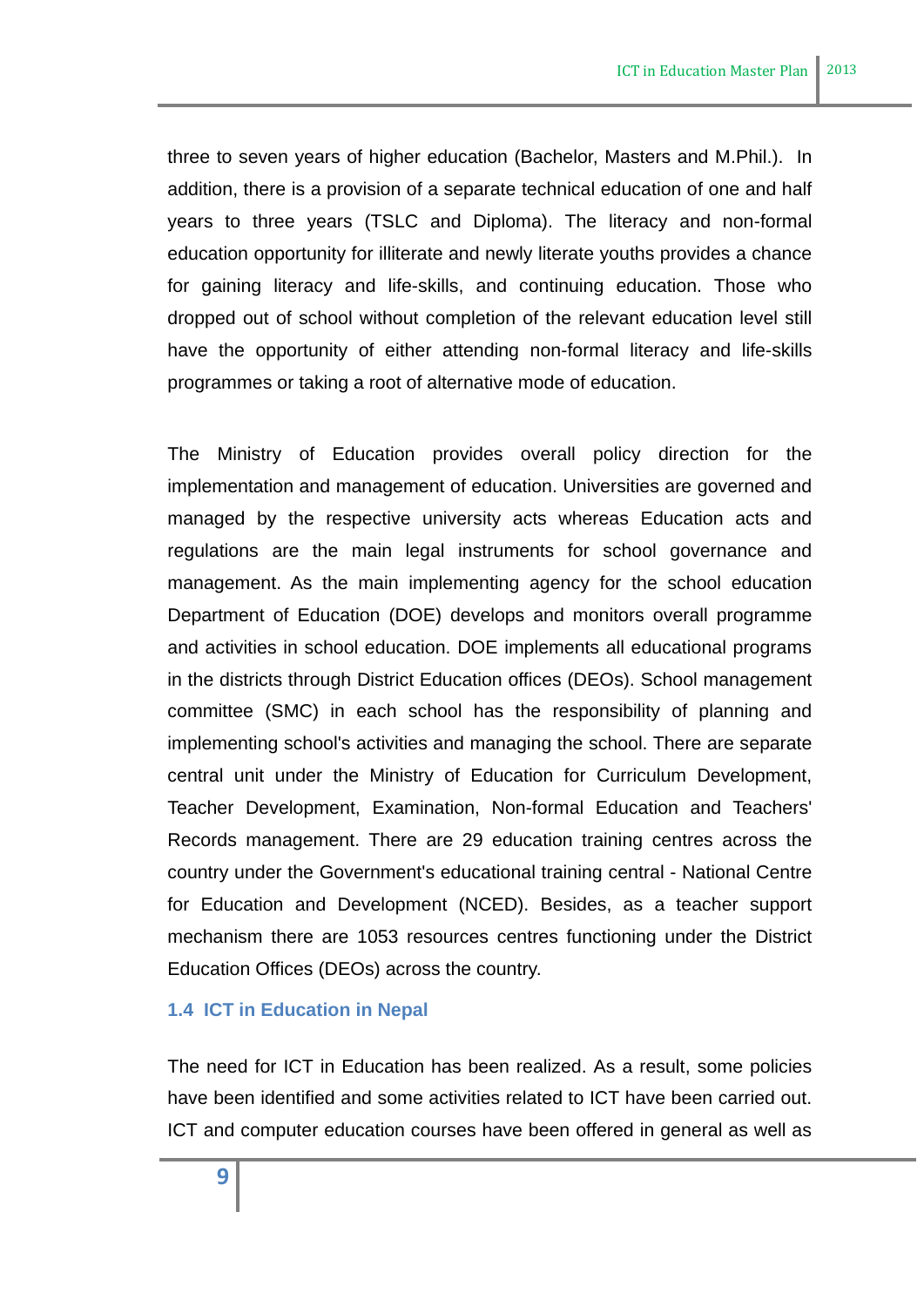three to seven years of higher education (Bachelor, Masters and M.Phil.). In addition, there is a provision of a separate technical education of one and half years to three years (TSLC and Diploma). The literacy and non-formal education opportunity for illiterate and newly literate youths provides a chance for gaining literacy and life-skills, and continuing education. Those who dropped out of school without completion of the relevant education level still have the opportunity of either attending non-formal literacy and life-skills programmes or taking a root of alternative mode of education.

The Ministry of Education provides overall policy direction for the implementation and management of education. Universities are governed and managed by the respective university acts whereas Education acts and regulations are the main legal instruments for school governance and management. As the main implementing agency for the school education Department of Education (DOE) develops and monitors overall programme and activities in school education. DOE implements all educational programs in the districts through District Education offices (DEOs). School management committee (SMC) in each school has the responsibility of planning and implementing school's activities and managing the school. There are separate central unit under the Ministry of Education for Curriculum Development, Teacher Development, Examination, Non-formal Education and Teachers' Records management. There are 29 education training centres across the country under the Government's educational training central - National Centre for Education and Development (NCED). Besides, as a teacher support mechanism there are 1053 resources centres functioning under the District Education Offices (DEOs) across the country.

### 1.4 ICT in Education in Nepal

The need for ICT in Education has been realized. As a result, some policies have been identified and some activities related to ICT have been carried out. ICT and computer education courses have been offered in general as well as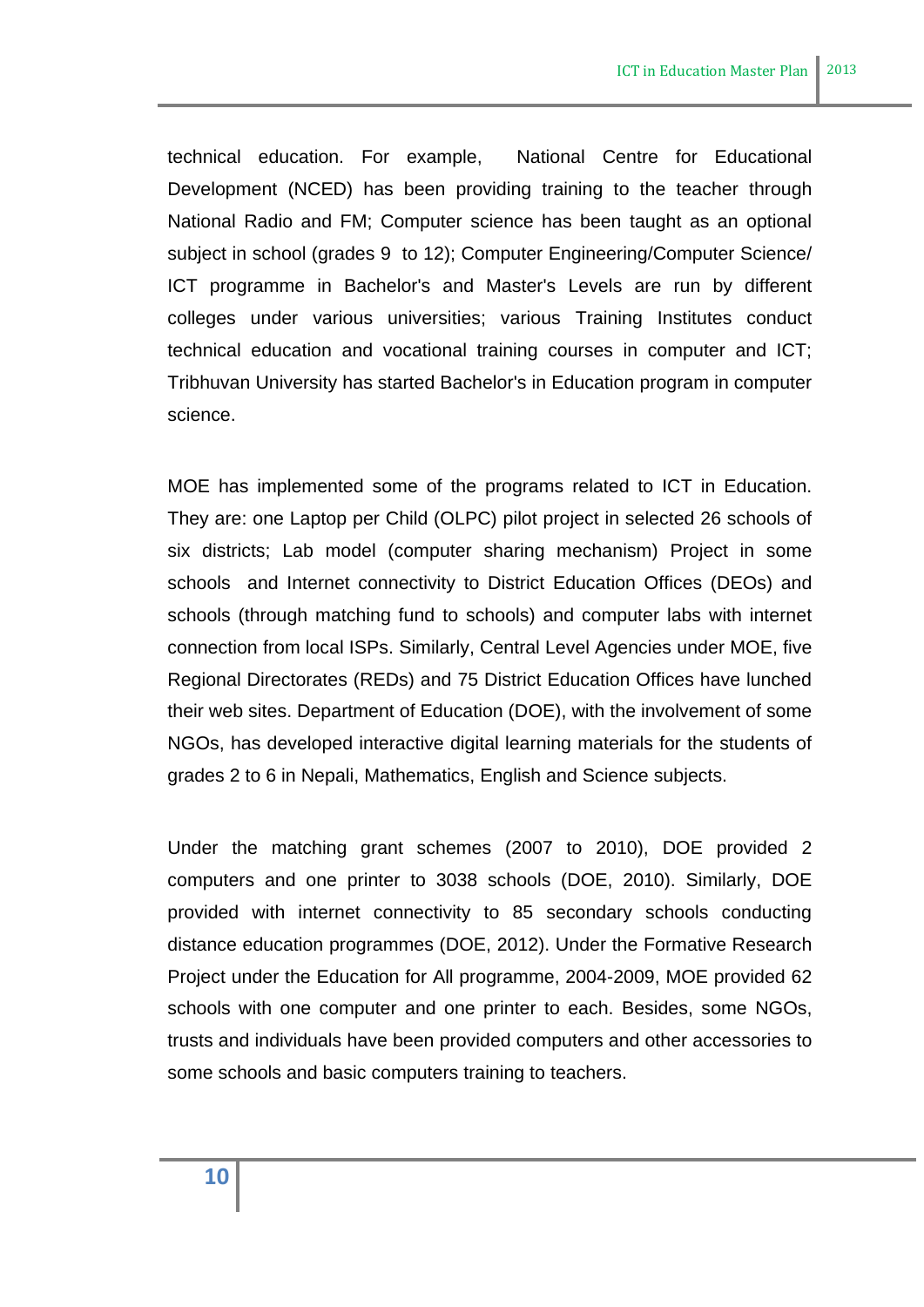technical education. For example, National Centre for Educational Development (NCED) has been providing training to the teacher through National Radio and FM; Computer science has been taught as an optional subject in school (grades 9 to 12); Computer Engineering/Computer Science/ ICT programme in Bachelor's and Master's Levels are run by different colleges under various universities; various Training Institutes conduct technical education and vocational training courses in computer and ICT; Tribhuvan University has started Bachelor's in Education program in computer science.

MOE has implemented some of the programs related to ICT in Education. They are: one Laptop per Child (OLPC) pilot project in selected 26 schools of six districts; Lab model (computer sharing mechanism) Project in some schools and Internet connectivity to District Education Offices (DEOs) and schools (through matching fund to schools) and computer labs with internet connection from local ISPs. Similarly, Central Level Agencies under MOE, five Regional Directorates (REDs) and 75 District Education Offices have lunched their web sites. Department of Education (DOE), with the involvement of some NGOs, has developed interactive digital learning materials for the students of grades 2 to 6 in Nepali, Mathematics, English and Science subjects.

Under the matching grant schemes (2007 to 2010), DOE provided 2 computers and one printer to 3038 schools (DOE, 2010). Similarly, DOE provided with internet connectivity to 85 secondary schools conducting distance education programmes (DOE, 2012). Under the Formative Research Project under the Education for All programme, 2004-2009, MOE provided 62 schools with one computer and one printer to each. Besides, some NGOs, trusts and individuals have been provided computers and other accessories to some schools and basic computers training to teachers.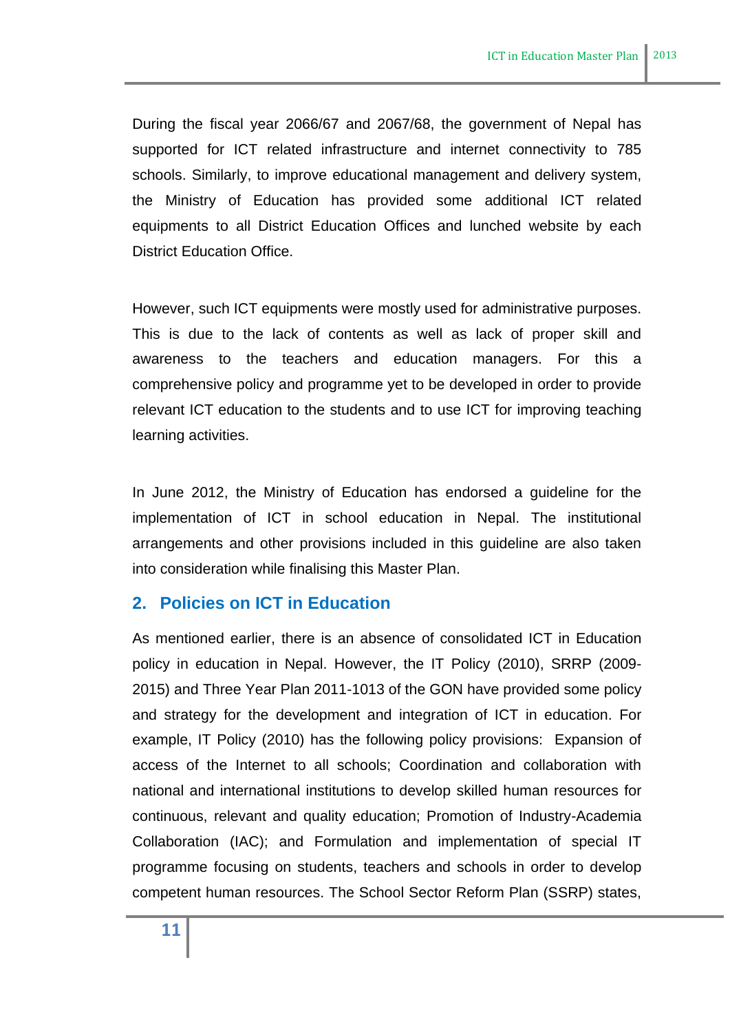During the fiscal year 2066/67 and 2067/68, the government of Nepal has supported for ICT related infrastructure and internet connectivity to 785 schools. Similarly, to improve educational management and delivery system, the Ministry of Education has provided some additional ICT related equipments to all District Education Offices and lunched website by each District Education Office.

However, such ICT equipments were mostly used for administrative purposes. This is due to the lack of contents as well as lack of proper skill and awareness to the teachers and education managers. For this a comprehensive policy and programme yet to be developed in order to provide relevant ICT education to the students and to use ICT for improving teaching learning activities.

In June 2012, the Ministry of Education has endorsed a guideline for the implementation of ICT in school education in Nepal. The institutional arrangements and other provisions included in this guideline are also taken into consideration while finalising this Master Plan.

## 2. Policies on ICT in Education

As mentioned earlier, there is an absence of consolidated ICT in Education policy in education in Nepal. However, the IT Policy (2010), SRRP (2009-2015) and Three Year Plan 2011-1013 of the GON have provided some policy and strategy for the development and integration of ICT in education. For example, IT Policy (2010) has the following policy provisions: Expansion of access of the Internet to all schools; Coordination and collaboration with national and international institutions to develop skilled human resources for continuous, relevant and quality education; Promotion of Industry-Academia Collaboration (IAC); and Formulation and implementation of special IT programme focusing on students, teachers and schools in order to develop competent human resources. The School Sector Reform Plan (SSRP) states,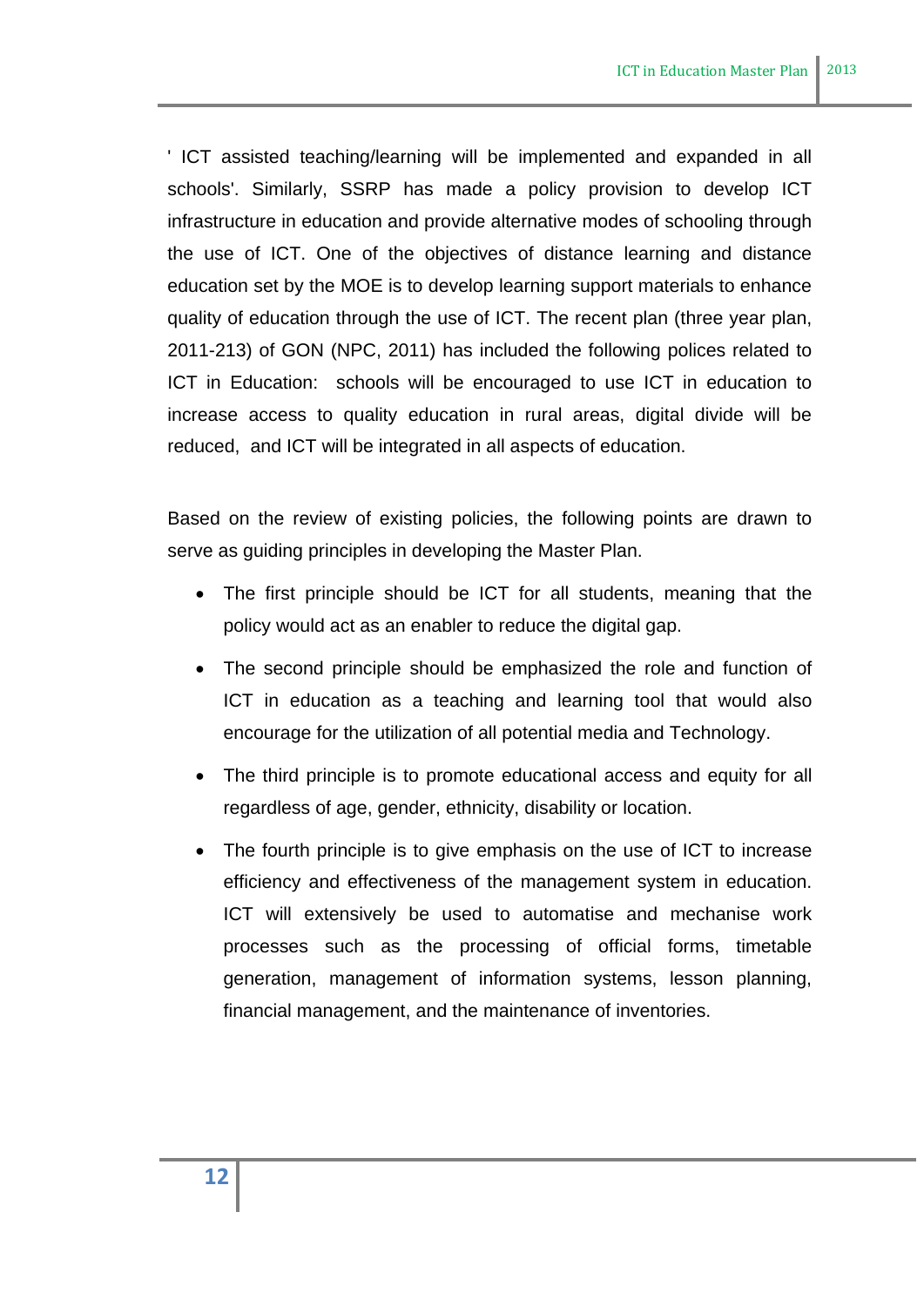' ICT assisted teaching/learning will be implemented and expanded in all schools'. Similarly, SSRP has made a policy provision to develop ICT infrastructure in education and provide alternative modes of schooling through the use of ICT. One of the objectives of distance learning and distance education set by the MOE is to develop learning support materials to enhance quality of education through the use of ICT. The recent plan (three year plan, 2011-213) of GON (NPC, 2011) has included the following polices related to ICT in Education: schools will be encouraged to use ICT in education to increase access to quality education in rural areas, digital divide will be reduced, and ICT will be integrated in all aspects of education.

Based on the review of existing policies, the following points are drawn to serve as guiding principles in developing the Master Plan.

- The first principle should be ICT for all students, meaning that the policy would act as an enabler to reduce the digital gap.
- The second principle should be emphasized the role and function of ICT in education as a teaching and learning tool that would also encourage for the utilization of all potential media and Technology.
- The third principle is to promote educational access and equity for all regardless of age, gender, ethnicity, disability or location.
- The fourth principle is to give emphasis on the use of ICT to increase efficiency and effectiveness of the management system in education. ICT will extensively be used to automatise and mechanise work processes such as the processing of official forms, timetable generation, management of information systems, lesson planning, financial management, and the maintenance of inventories.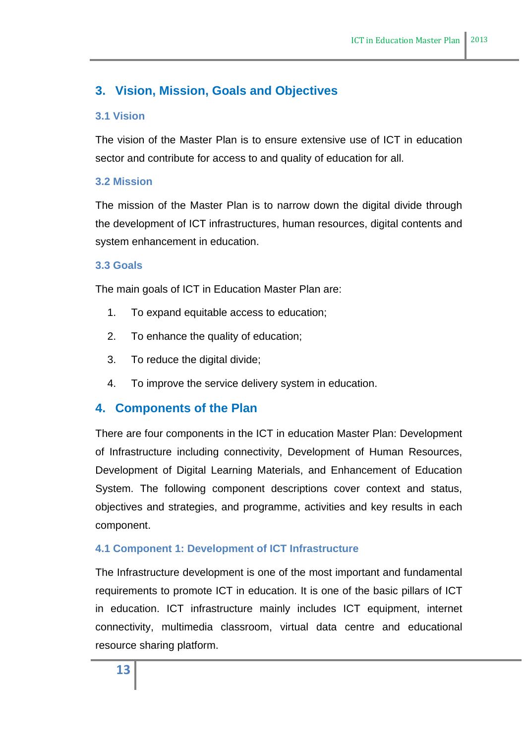# 3. Vision, Mission, Goals and Objectives

## 3.1 Vision

The vision of the Master Plan is to ensure extensive use of ICT in education sector and contribute for access to and quality of education for all.

## 3.2 Mission

The mission of the Master Plan is to narrow down the digital divide through the development of ICT infrastructures, human resources, digital contents and system enhancement in education.

## 3.3 Goals

The main goals of ICT in Education Master Plan are:

1. To expand equitable access to education;
2. To enhance the quality of education;
3. To reduce the digital divide;
4. To improve the service delivery system in education.

# 4. Components of the Plan

There are four components in the ICT in education Master Plan: Development of Infrastructure including connectivity, Development of Human Resources, Development of Digital Learning Materials, and Enhancement of Education System. The following component descriptions cover context and status, objectives and strategies, and programme, activities and key results in each component.

## 4.1 Component 1: Development of ICT Infrastructure

The Infrastructure development is one of the most important and fundamental requirements to promote ICT in education. It is one of the basic pillars of ICT in education. ICT infrastructure mainly includes ICT equipment, internet connectivity, multimedia classroom, virtual data centre and educational resource sharing platform.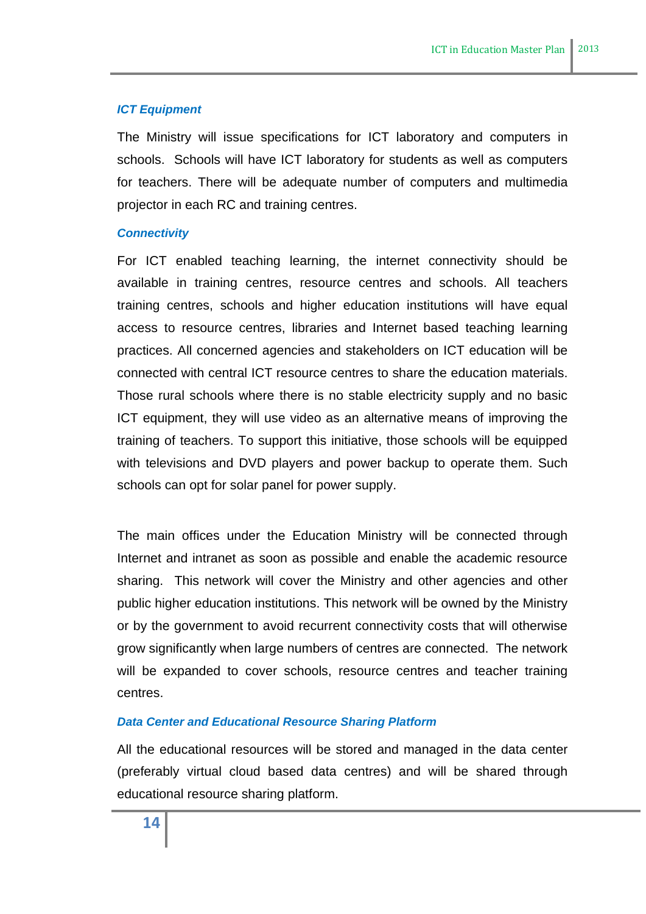### *ICT Equipment*

The Ministry will issue specifications for ICT laboratory and computers in schools. Schools will have ICT laboratory for students as well as computers for teachers. There will be adequate number of computers and multimedia projector in each RC and training centres.

### *Connectivity*

For ICT enabled teaching learning, the internet connectivity should be available in training centres, resource centres and schools. All teachers training centres, schools and higher education institutions will have equal access to resource centres, libraries and Internet based teaching learning practices. All concerned agencies and stakeholders on ICT education will be connected with central ICT resource centres to share the education materials. Those rural schools where there is no stable electricity supply and no basic ICT equipment, they will use video as an alternative means of improving the training of teachers. To support this initiative, those schools will be equipped with televisions and DVD players and power backup to operate them. Such schools can opt for solar panel for power supply.

The main offices under the Education Ministry will be connected through Internet and intranet as soon as possible and enable the academic resource sharing. This network will cover the Ministry and other agencies and other public higher education institutions. This network will be owned by the Ministry or by the government to avoid recurrent connectivity costs that will otherwise grow significantly when large numbers of centres are connected. The network will be expanded to cover schools, resource centres and teacher training centres.

### *Data Center and Educational Resource Sharing Platform*

All the educational resources will be stored and managed in the data center (preferably virtual cloud based data centres) and will be shared through educational resource sharing platform.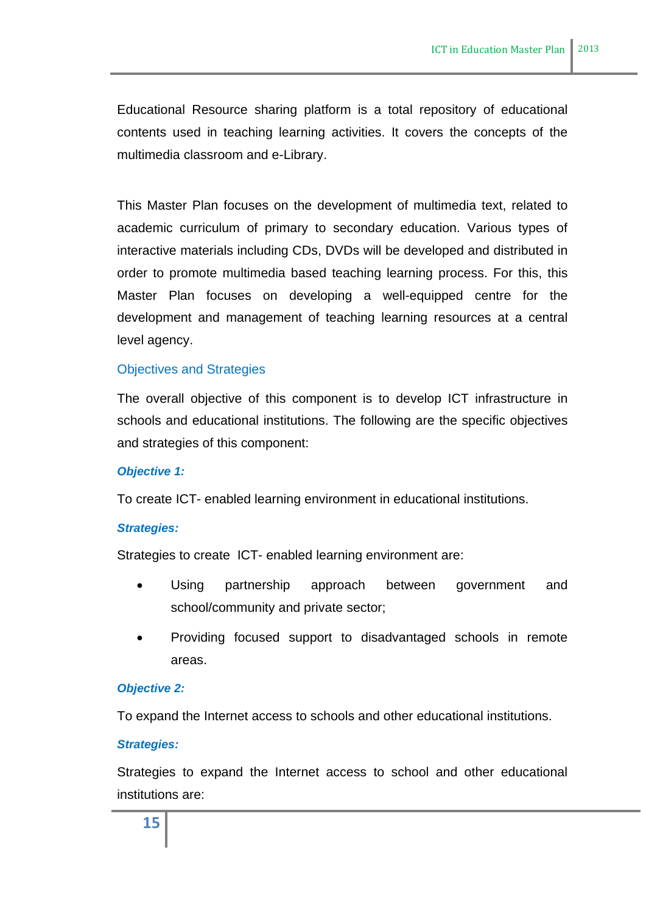Educational Resource sharing platform is a total repository of educational contents used in teaching learning activities. It covers the concepts of the multimedia classroom and e-Library.

This Master Plan focuses on the development of multimedia text, related to academic curriculum of primary to secondary education. Various types of interactive materials including CDs, DVDs will be developed and distributed in order to promote multimedia based teaching learning process. For this, this Master Plan focuses on developing a well-equipped centre for the development and management of teaching learning resources at a central level agency.

### Objectives and Strategies

The overall objective of this component is to develop ICT infrastructure in schools and educational institutions. The following are the specific objectives and strategies of this component:

***Objective 1:***

To create ICT- enabled learning environment in educational institutions.

***Strategies:***

Strategies to create ICT- enabled learning environment are:

- Using partnership approach between government and school/community and private sector;
- Providing focused support to disadvantaged schools in remote areas.

***Objective 2:***

To expand the Internet access to schools and other educational institutions.

***Strategies:***

Strategies to expand the Internet access to school and other educational institutions are: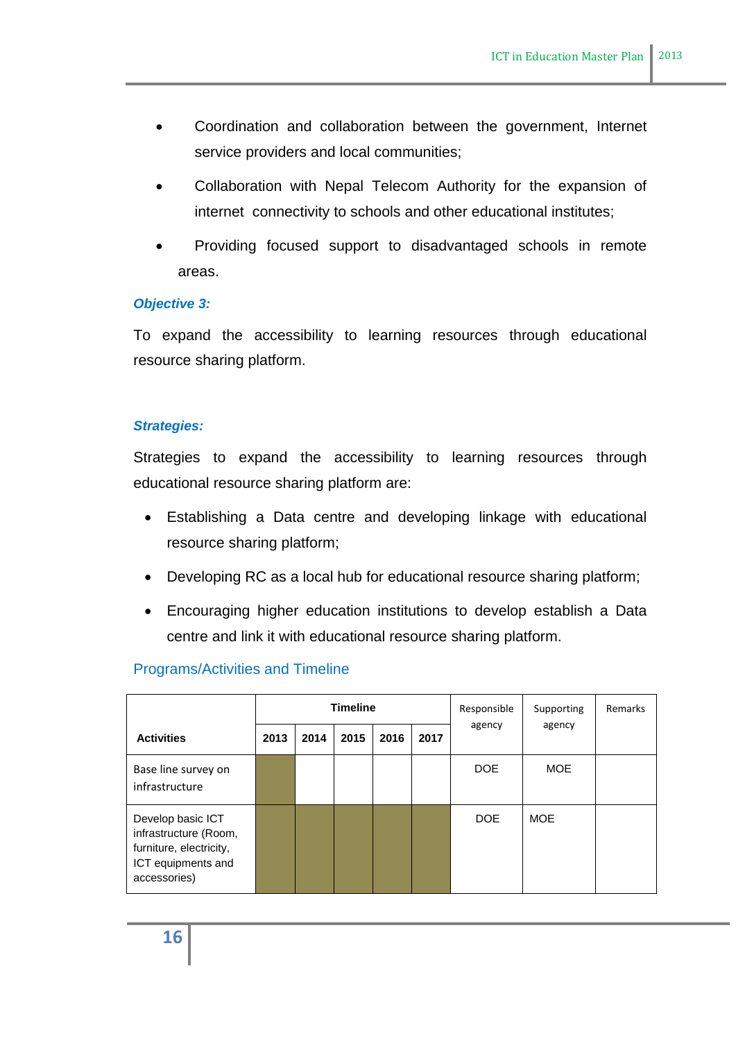- Coordination and collaboration between the government, Internet service providers and local communities;
- Collaboration with Nepal Telecom Authority for the expansion of internet connectivity to schools and other educational institutes;
- Providing focused support to disadvantaged schools in remote areas.

***Objective 3:***

To expand the accessibility to learning resources through educational resource sharing platform.

***Strategies:***

Strategies to expand the accessibility to learning resources through educational resource sharing platform are:

- Establishing a Data centre and developing linkage with educational resource sharing platform;
- Developing RC as a local hub for educational resource sharing platform;
- Encouraging higher education institutions to develop establish a Data centre and link it with educational resource sharing platform.

## Programs/Activities and Timeline

| Activities | Timeline | | | | | Responsible agency | Supporting agency | Remarks |
|---|---|---|---|---|---|---|---|---|
| | **2013** | **2014** | **2015** | **2016** | **2017** | | | |
| Base line survey on infrastructure | ■ | | | | | DOE | MOE | |
| Develop basic ICT infrastructure (Room, furniture, electricity, ICT equipments and accessories) | ■ | ■ | ■ | ■ | ■ | DOE | MOE | |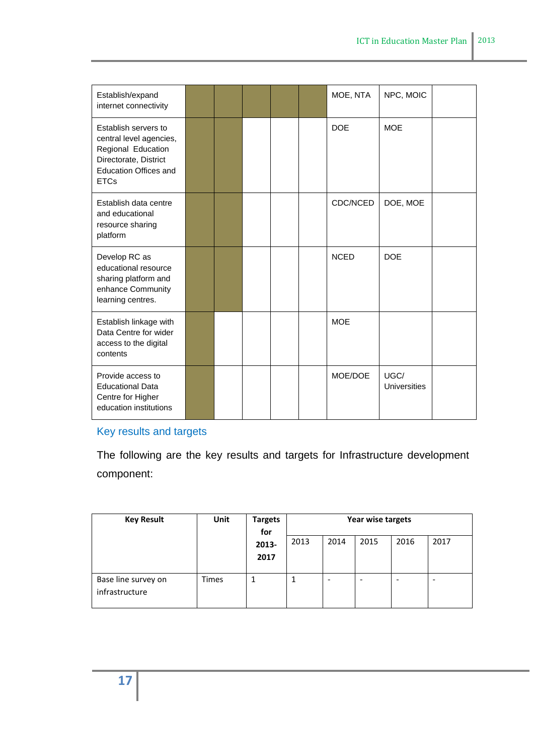| | | | | | | | | |
|---|---|---|---|---|---|---|---|---|
| Establish/expand internet connectivity | | | | | | MOE, NTA | NPC, MOIC | |
| Establish servers to central level agencies, Regional Education Directorate, District Education Offices and ETCs | | | | | | DOE | MOE | |
| Establish data centre and educational resource sharing platform | | | | | | CDC/NCED | DOE, MOE | |
| Develop RC as educational resource sharing platform and enhance Community learning centres. | | | | | | NCED | DOE | |
| Establish linkage with Data Centre for wider access to the digital contents | | | | | | MOE | | |
| Provide access to Educational Data Centre for Higher education institutions | | | | | | MOE/DOE | UGC/ Universities | |

## Key results and targets

The following are the key results and targets for Infrastructure development component:

| Key Result | Unit | Targets for 2013-2017 | Year wise targets | | | | |
|---|---|---|---|---|---|---|---|
| | | | 2013 | 2014 | 2015 | 2016 | 2017 |
| Base line survey on infrastructure | Times | 1 | 1 | - | - | - | - |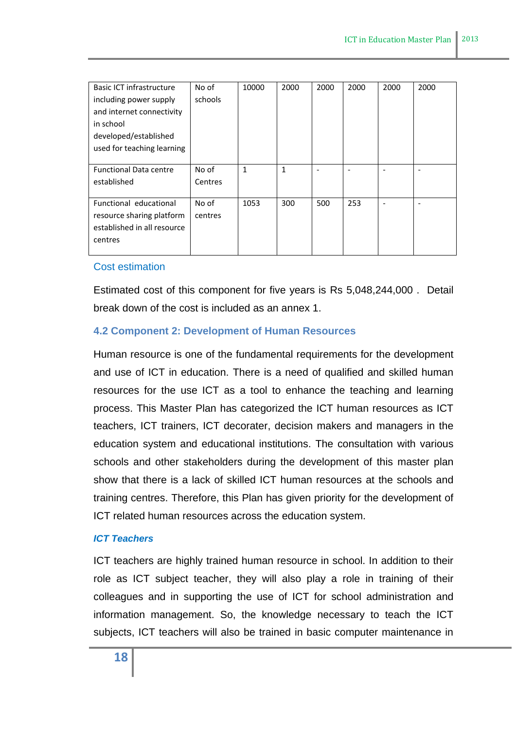| Basic ICT infrastructure including power supply and internet connectivity in school developed/established used for teaching learning | No of schools | 10000 | 2000 | 2000 | 2000 | 2000 | 2000 |
|---|---|---|---|---|---|---|---|
| Functional Data centre established | No of Centres | 1 | 1 | - | - | - | - |
| Functional educational resource sharing platform established in all resource centres | No of centres | 1053 | 300 | 500 | 253 | - | - |

### Cost estimation

Estimated cost of this component for five years is Rs 5,048,244,000 . Detail break down of the cost is included as an annex 1.

## 4.2 Component 2: Development of Human Resources

Human resource is one of the fundamental requirements for the development and use of ICT in education. There is a need of qualified and skilled human resources for the use ICT as a tool to enhance the teaching and learning process. This Master Plan has categorized the ICT human resources as ICT teachers, ICT trainers, ICT decorater, decision makers and managers in the education system and educational institutions. The consultation with various schools and other stakeholders during the development of this master plan show that there is a lack of skilled ICT human resources at the schools and training centres. Therefore, this Plan has given priority for the development of ICT related human resources across the education system.

***ICT Teachers***

ICT teachers are highly trained human resource in school. In addition to their role as ICT subject teacher, they will also play a role in training of their colleagues and in supporting the use of ICT for school administration and information management. So, the knowledge necessary to teach the ICT subjects, ICT teachers will also be trained in basic computer maintenance in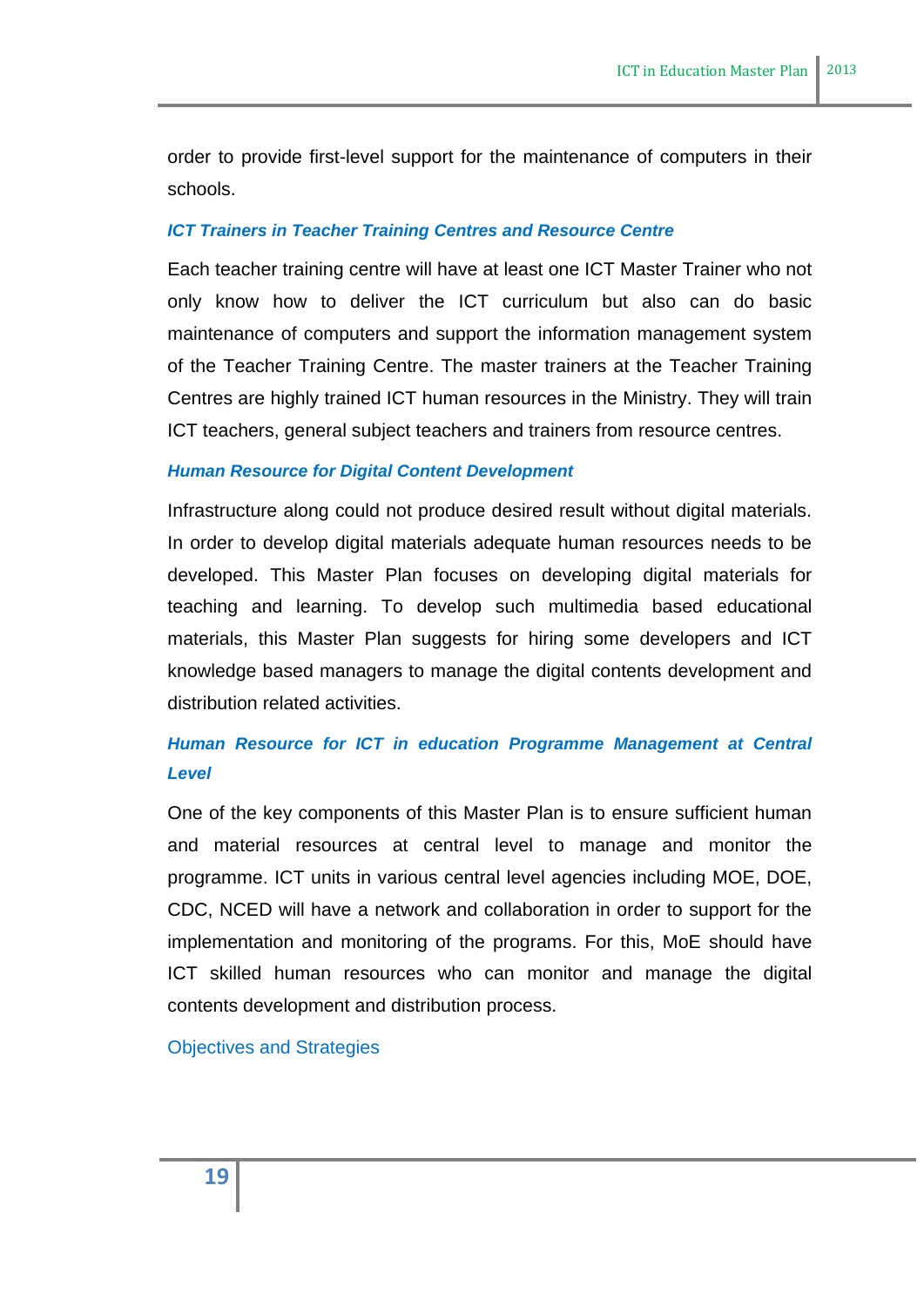order to provide first-level support for the maintenance of computers in their schools.

#### *ICT Trainers in Teacher Training Centres and Resource Centre*

Each teacher training centre will have at least one ICT Master Trainer who not only know how to deliver the ICT curriculum but also can do basic maintenance of computers and support the information management system of the Teacher Training Centre. The master trainers at the Teacher Training Centres are highly trained ICT human resources in the Ministry. They will train ICT teachers, general subject teachers and trainers from resource centres.

#### *Human Resource for Digital Content Development*

Infrastructure along could not produce desired result without digital materials. In order to develop digital materials adequate human resources needs to be developed. This Master Plan focuses on developing digital materials for teaching and learning. To develop such multimedia based educational materials, this Master Plan suggests for hiring some developers and ICT knowledge based managers to manage the digital contents development and distribution related activities.

#### *Human Resource for ICT in education Programme Management at Central Level*

One of the key components of this Master Plan is to ensure sufficient human and material resources at central level to manage and monitor the programme. ICT units in various central level agencies including MOE, DOE, CDC, NCED will have a network and collaboration in order to support for the implementation and monitoring of the programs. For this, MoE should have ICT skilled human resources who can monitor and manage the digital contents development and distribution process.

### Objectives and Strategies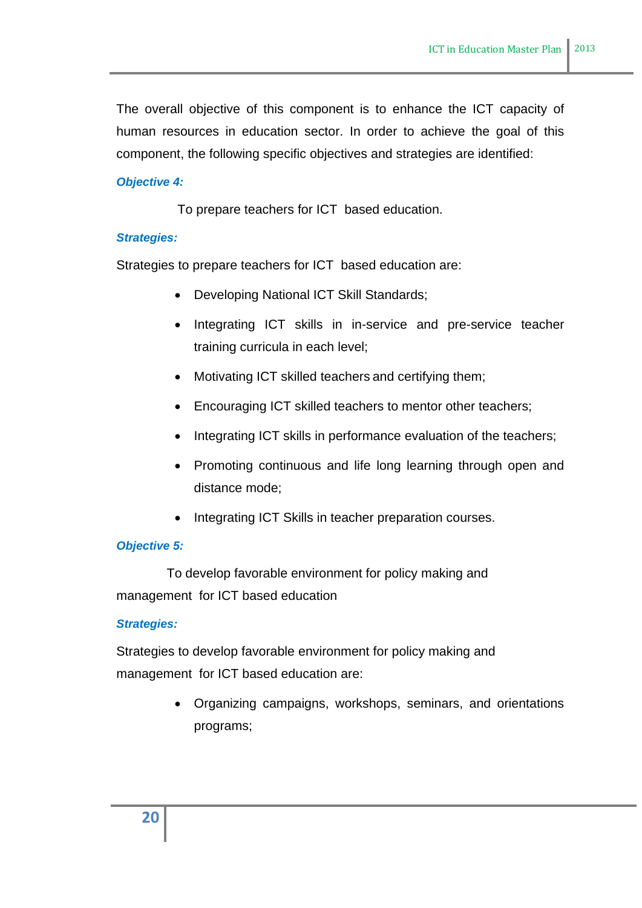The overall objective of this component is to enhance the ICT capacity of human resources in education sector. In order to achieve the goal of this component, the following specific objectives and strategies are identified:

***Objective 4:***

To prepare teachers for ICT based education.

***Strategies:***

Strategies to prepare teachers for ICT based education are:

- Developing National ICT Skill Standards;
- Integrating ICT skills in in-service and pre-service teacher training curricula in each level;
- Motivating ICT skilled teachers and certifying them;
- Encouraging ICT skilled teachers to mentor other teachers;
- Integrating ICT skills in performance evaluation of the teachers;
- Promoting continuous and life long learning through open and distance mode;
- Integrating ICT Skills in teacher preparation courses.

***Objective 5:***

To develop favorable environment for policy making and management for ICT based education

***Strategies:***

Strategies to develop favorable environment for policy making and management for ICT based education are:

- Organizing campaigns, workshops, seminars, and orientations programs;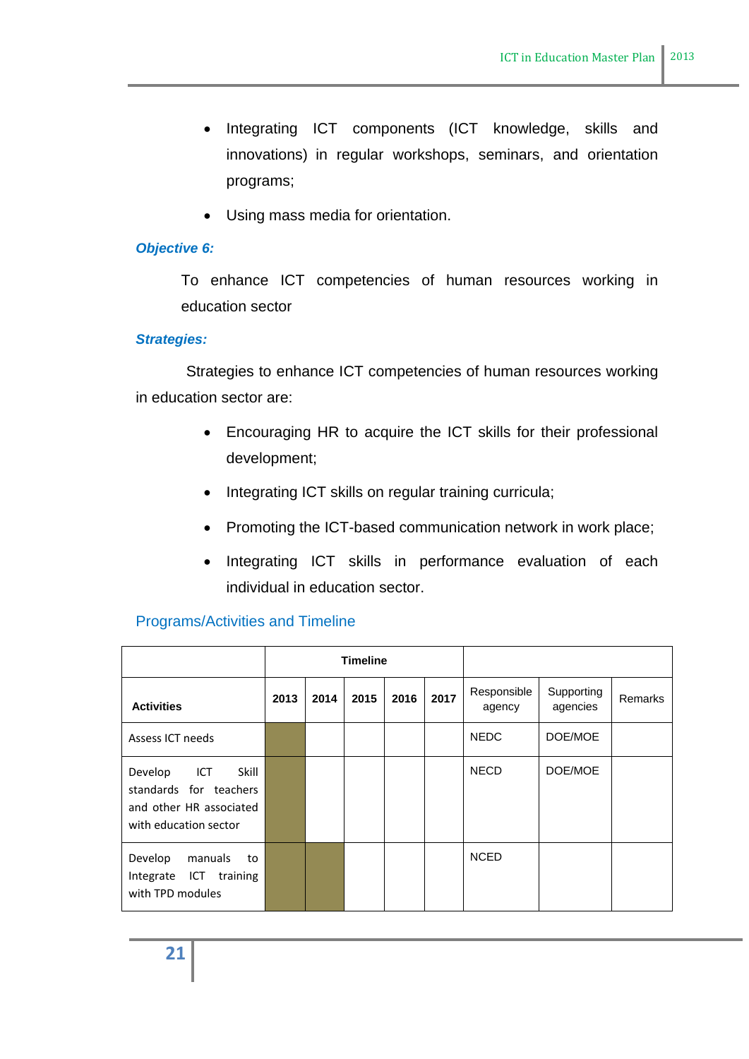- Integrating ICT components (ICT knowledge, skills and innovations) in regular workshops, seminars, and orientation programs;
- Using mass media for orientation.

***Objective 6:***

To enhance ICT competencies of human resources working in education sector

***Strategies:***

Strategies to enhance ICT competencies of human resources working in education sector are:

- Encouraging HR to acquire the ICT skills for their professional development;
- Integrating ICT skills on regular training curricula;
- Promoting the ICT-based communication network in work place;
- Integrating ICT skills in performance evaluation of each individual in education sector.

### Programs/Activities and Timeline

| | Timeline | | | | | | | |
|---|---|---|---|---|---|---|---|---|
| **Activities** | **2013** | **2014** | **2015** | **2016** | **2017** | Responsible agency | Supporting agencies | Remarks |
| Assess ICT needs | ■ | | | | | NEDC | DOE/MOE | |
| Develop ICT Skill standards for teachers and other HR associated with education sector | ■ | | | | | NECD | DOE/MOE | |
| Develop manuals to Integrate ICT training with TPD modules | ■ | ■ | | | | NCED | | |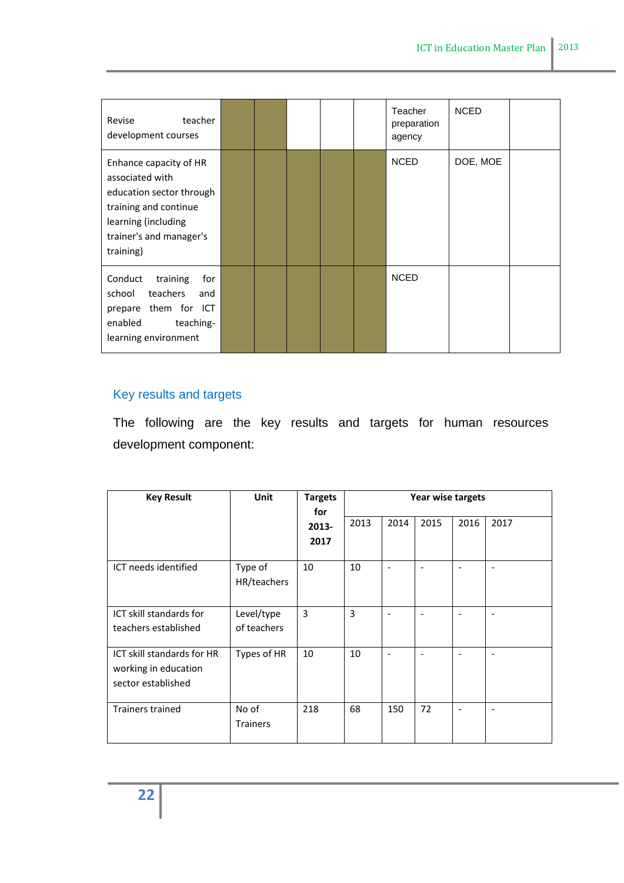| | | | | | | | | |
|---|---|---|---|---|---|---|---|---|
| Revise teacher development courses | | | | | | Teacher preparation agency | NCED | |
| Enhance capacity of HR associated with education sector through training and continue learning (including trainer's and manager's training) | | | | | | NCED | DOE, MOE | |
| Conduct training for school teachers and prepare them for ICT enabled teaching-learning environment | | | | | | NCED | | |

## Key results and targets

The following are the key results and targets for human resources development component:

| Key Result | Unit | Targets for 2013-2017 | Year wise targets | | | | |
|---|---|---|---|---|---|---|---|
| | | | 2013 | 2014 | 2015 | 2016 | 2017 |
| ICT needs identified | Type of HR/teachers | 10 | 10 | - | - | - | - |
| ICT skill standards for teachers established | Level/type of teachers | 3 | 3 | - | - | - | - |
| ICT skill standards for HR working in education sector established | Types of HR | 10 | 10 | - | - | - | - |
| Trainers trained | No of Trainers | 218 | 68 | 150 | 72 | - | - |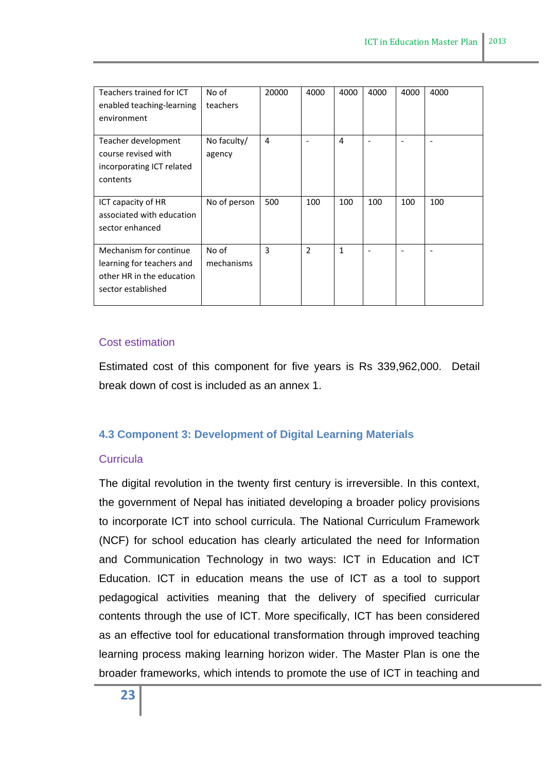| Teachers trained for ICT enabled teaching-learning environment | No of teachers | 20000 | 4000 | 4000 | 4000 | 4000 | 4000 |
|---|---|---|---|---|---|---|---|
| Teacher development course revised with incorporating ICT related contents | No faculty/ agency | 4 | - | 4 | - | - | - |
| ICT capacity of HR associated with education sector enhanced | No of person | 500 | 100 | 100 | 100 | 100 | 100 |
| Mechanism for continue learning for teachers and other HR in the education sector established | No of mechanisms | 3 | 2 | 1 | - | - | - |

### Cost estimation

Estimated cost of this component for five years is Rs 339,962,000. Detail break down of cost is included as an annex 1.

## 4.3 Component 3: Development of Digital Learning Materials

### Curricula

The digital revolution in the twenty first century is irreversible. In this context, the government of Nepal has initiated developing a broader policy provisions to incorporate ICT into school curricula. The National Curriculum Framework (NCF) for school education has clearly articulated the need for Information and Communication Technology in two ways: ICT in Education and ICT Education. ICT in education means the use of ICT as a tool to support pedagogical activities meaning that the delivery of specified curricular contents through the use of ICT. More specifically, ICT has been considered as an effective tool for educational transformation through improved teaching learning process making learning horizon wider. The Master Plan is one the broader frameworks, which intends to promote the use of ICT in teaching and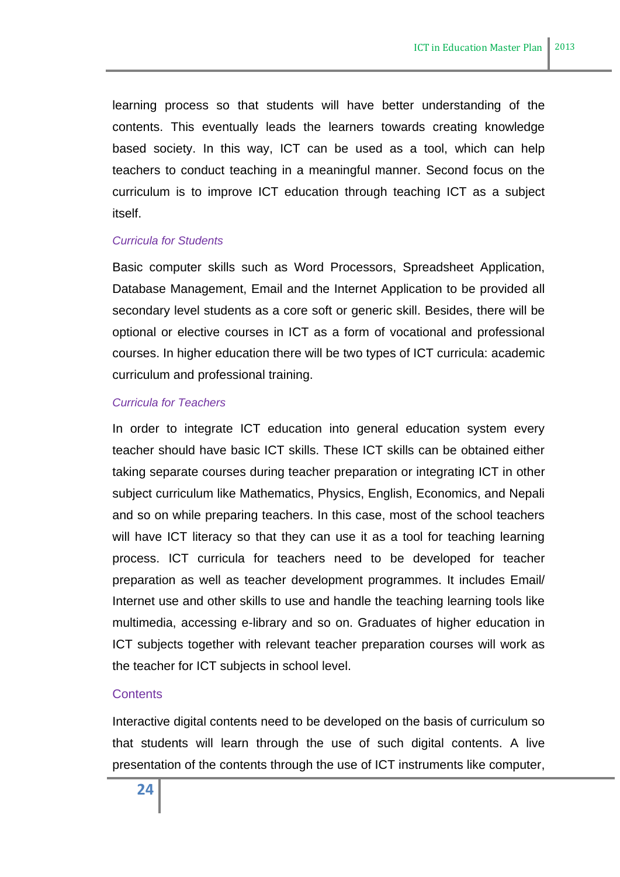learning process so that students will have better understanding of the contents. This eventually leads the learners towards creating knowledge based society. In this way, ICT can be used as a tool, which can help teachers to conduct teaching in a meaningful manner. Second focus on the curriculum is to improve ICT education through teaching ICT as a subject itself.

#### *Curricula for Students*

Basic computer skills such as Word Processors, Spreadsheet Application, Database Management, Email and the Internet Application to be provided all secondary level students as a core soft or generic skill. Besides, there will be optional or elective courses in ICT as a form of vocational and professional courses. In higher education there will be two types of ICT curricula: academic curriculum and professional training.

#### *Curricula for Teachers*

In order to integrate ICT education into general education system every teacher should have basic ICT skills. These ICT skills can be obtained either taking separate courses during teacher preparation or integrating ICT in other subject curriculum like Mathematics, Physics, English, Economics, and Nepali and so on while preparing teachers. In this case, most of the school teachers will have ICT literacy so that they can use it as a tool for teaching learning process. ICT curricula for teachers need to be developed for teacher preparation as well as teacher development programmes. It includes Email/ Internet use and other skills to use and handle the teaching learning tools like multimedia, accessing e-library and so on. Graduates of higher education in ICT subjects together with relevant teacher preparation courses will work as the teacher for ICT subjects in school level.

### Contents

Interactive digital contents need to be developed on the basis of curriculum so that students will learn through the use of such digital contents. A live presentation of the contents through the use of ICT instruments like computer,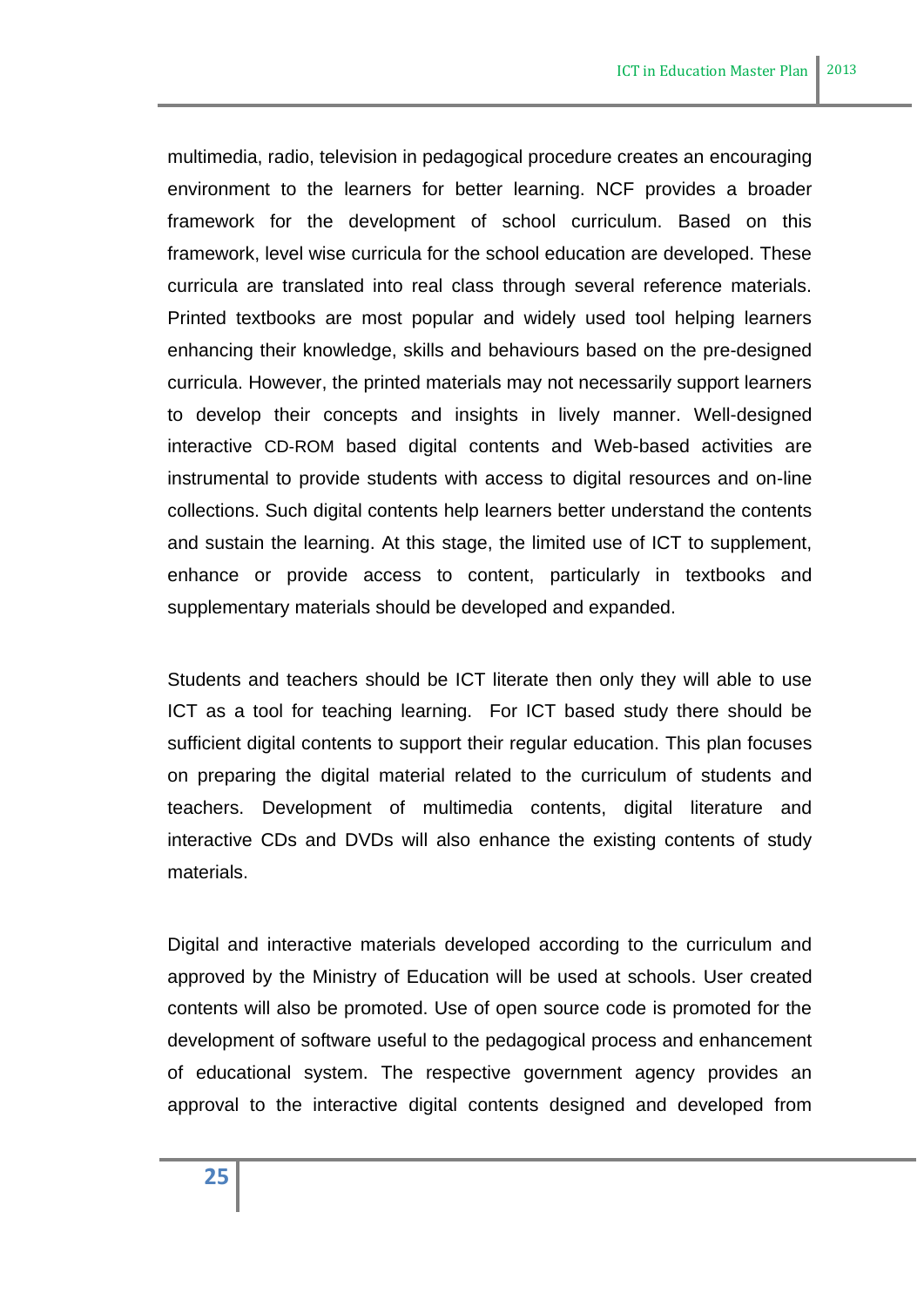multimedia, radio, television in pedagogical procedure creates an encouraging environment to the learners for better learning. NCF provides a broader framework for the development of school curriculum. Based on this framework, level wise curricula for the school education are developed. These curricula are translated into real class through several reference materials. Printed textbooks are most popular and widely used tool helping learners enhancing their knowledge, skills and behaviours based on the pre-designed curricula. However, the printed materials may not necessarily support learners to develop their concepts and insights in lively manner. Well-designed interactive CD-ROM based digital contents and Web-based activities are instrumental to provide students with access to digital resources and on-line collections. Such digital contents help learners better understand the contents and sustain the learning. At this stage, the limited use of ICT to supplement, enhance or provide access to content, particularly in textbooks and supplementary materials should be developed and expanded.

Students and teachers should be ICT literate then only they will able to use ICT as a tool for teaching learning. For ICT based study there should be sufficient digital contents to support their regular education. This plan focuses on preparing the digital material related to the curriculum of students and teachers. Development of multimedia contents, digital literature and interactive CDs and DVDs will also enhance the existing contents of study materials.

Digital and interactive materials developed according to the curriculum and approved by the Ministry of Education will be used at schools. User created contents will also be promoted. Use of open source code is promoted for the development of software useful to the pedagogical process and enhancement of educational system. The respective government agency provides an approval to the interactive digital contents designed and developed from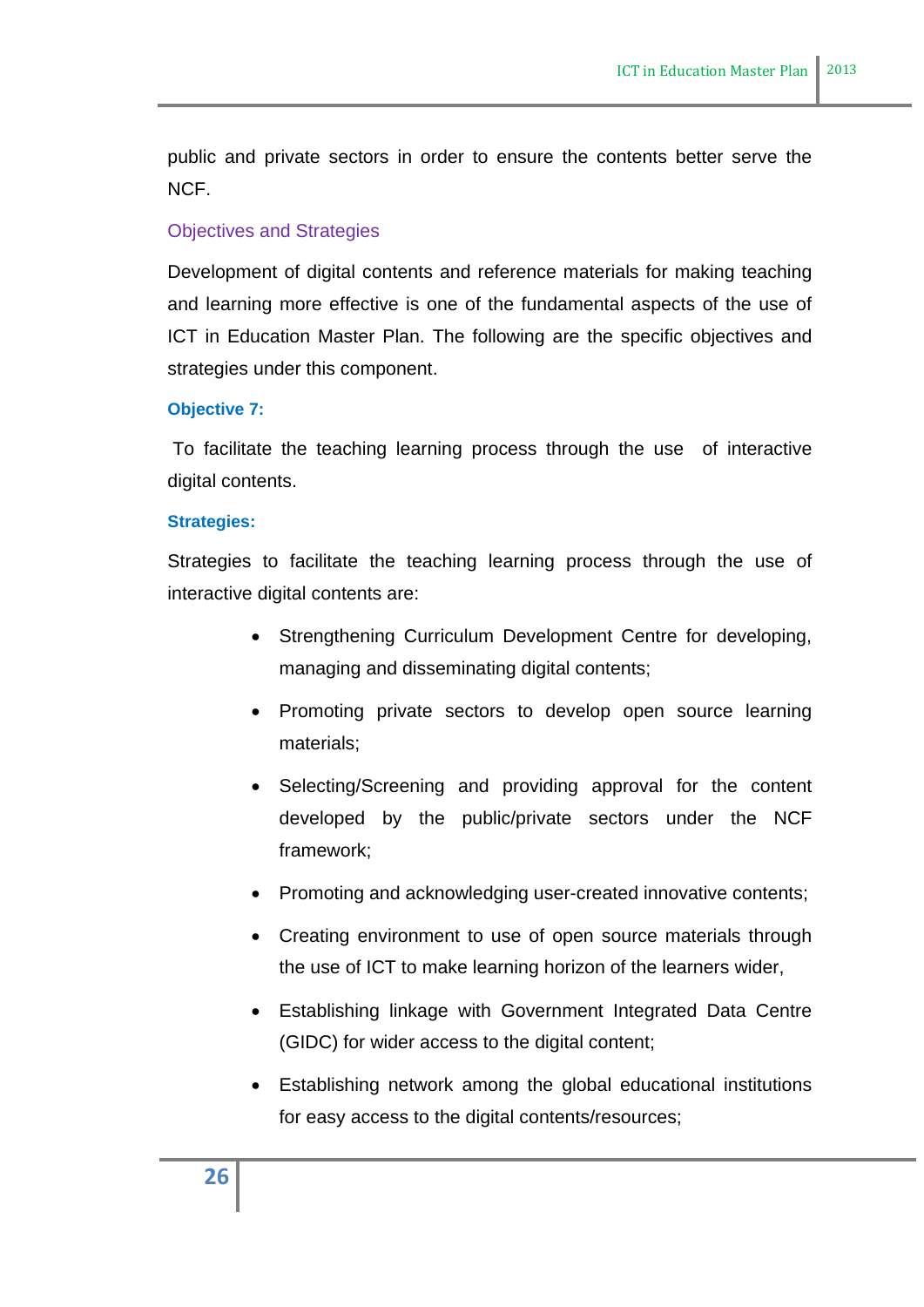public and private sectors in order to ensure the contents better serve the NCF.

### Objectives and Strategies

Development of digital contents and reference materials for making teaching and learning more effective is one of the fundamental aspects of the use of ICT in Education Master Plan. The following are the specific objectives and strategies under this component.

**Objective 7:**

To facilitate the teaching learning process through the use of interactive digital contents.

**Strategies:**

Strategies to facilitate the teaching learning process through the use of interactive digital contents are:

- Strengthening Curriculum Development Centre for developing, managing and disseminating digital contents;
- Promoting private sectors to develop open source learning materials;
- Selecting/Screening and providing approval for the content developed by the public/private sectors under the NCF framework;
- Promoting and acknowledging user-created innovative contents;
- Creating environment to use of open source materials through the use of ICT to make learning horizon of the learners wider,
- Establishing linkage with Government Integrated Data Centre (GIDC) for wider access to the digital content;
- Establishing network among the global educational institutions for easy access to the digital contents/resources;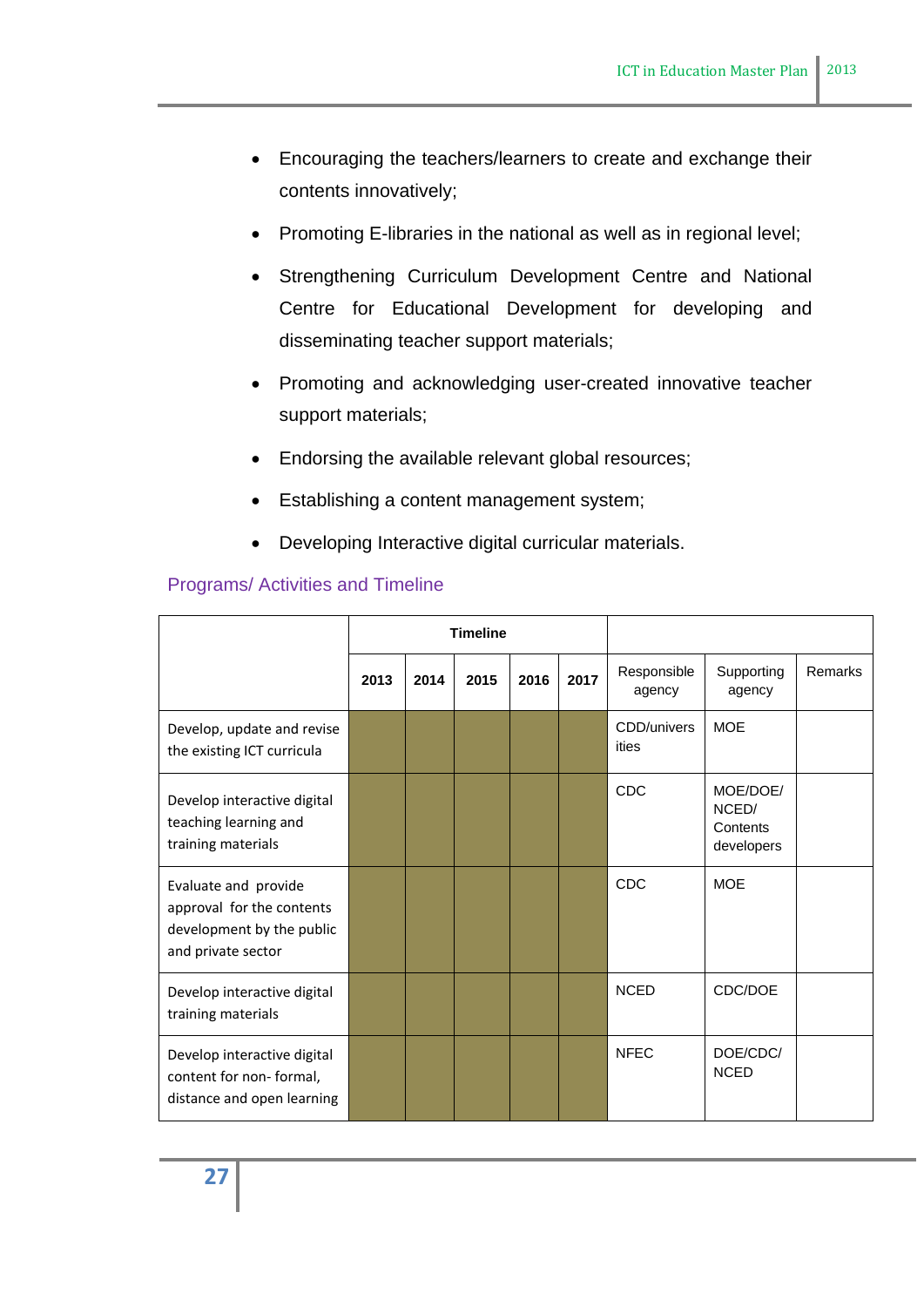- Encouraging the teachers/learners to create and exchange their contents innovatively;
- Promoting E-libraries in the national as well as in regional level;
- Strengthening Curriculum Development Centre and National Centre for Educational Development for developing and disseminating teacher support materials;
- Promoting and acknowledging user-created innovative teacher support materials;
- Endorsing the available relevant global resources;
- Establishing a content management system;
- Developing Interactive digital curricular materials.

### Programs/ Activities and Timeline

| | Timeline | | | | | | | |
|---|---|---|---|---|---|---|---|---|
| | 2013 | 2014 | 2015 | 2016 | 2017 | Responsible agency | Supporting agency | Remarks |
| Develop, update and revise the existing ICT curricula | | | | | | CDD/universities | MOE | |
| Develop interactive digital teaching learning and training materials | | | | | | CDC | MOE/DOE/ NCED/ Contents developers | |
| Evaluate and provide approval for the contents development by the public and private sector | | | | | | CDC | MOE | |
| Develop interactive digital training materials | | | | | | NCED | CDC/DOE | |
| Develop interactive digital content for non- formal, distance and open learning | | | | | | NFEC | DOE/CDC/ NCED | |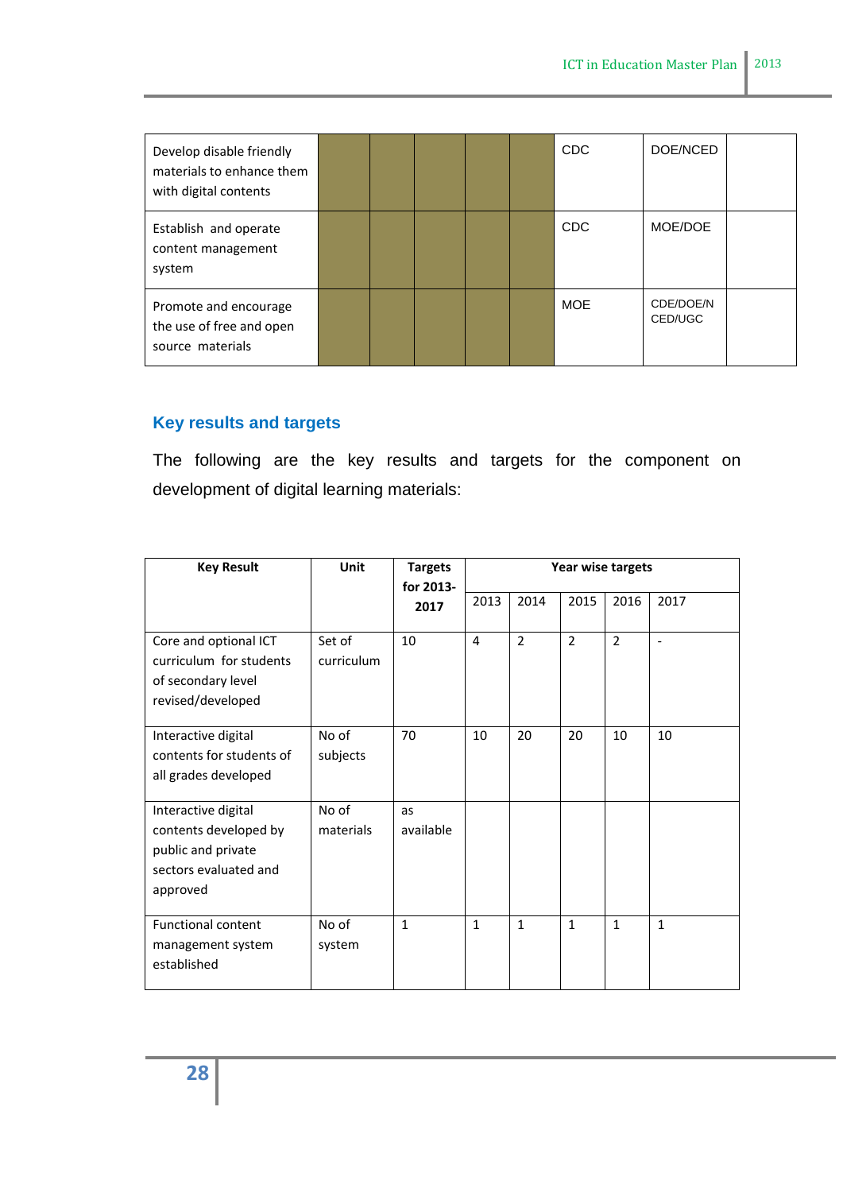| | | | | | | | | |
|---|---|---|---|---|---|---|---|---|
| Develop disable friendly materials to enhance them with digital contents | | | | | | CDC | DOE/NCED | |
| Establish and operate content management system | | | | | | CDC | MOE/DOE | |
| Promote and encourage the use of free and open source materials | | | | | | MOE | CDE/DOE/NCED/UGC | |

## Key results and targets

The following are the key results and targets for the component on development of digital learning materials:

| Key Result | Unit | Targets for 2013-2017 | Year wise targets | | | | |
|---|---|---|---|---|---|---|---|
| | | | 2013 | 2014 | 2015 | 2016 | 2017 |
| Core and optional ICT curriculum for students of secondary level revised/developed | Set of curriculum | 10 | 4 | 2 | 2 | 2 | - |
| Interactive digital contents for students of all grades developed | No of subjects | 70 | 10 | 20 | 20 | 10 | 10 |
| Interactive digital contents developed by public and private sectors evaluated and approved | No of materials | as available | | | | | |
| Functional content management system established | No of system | 1 | 1 | 1 | 1 | 1 | 1 |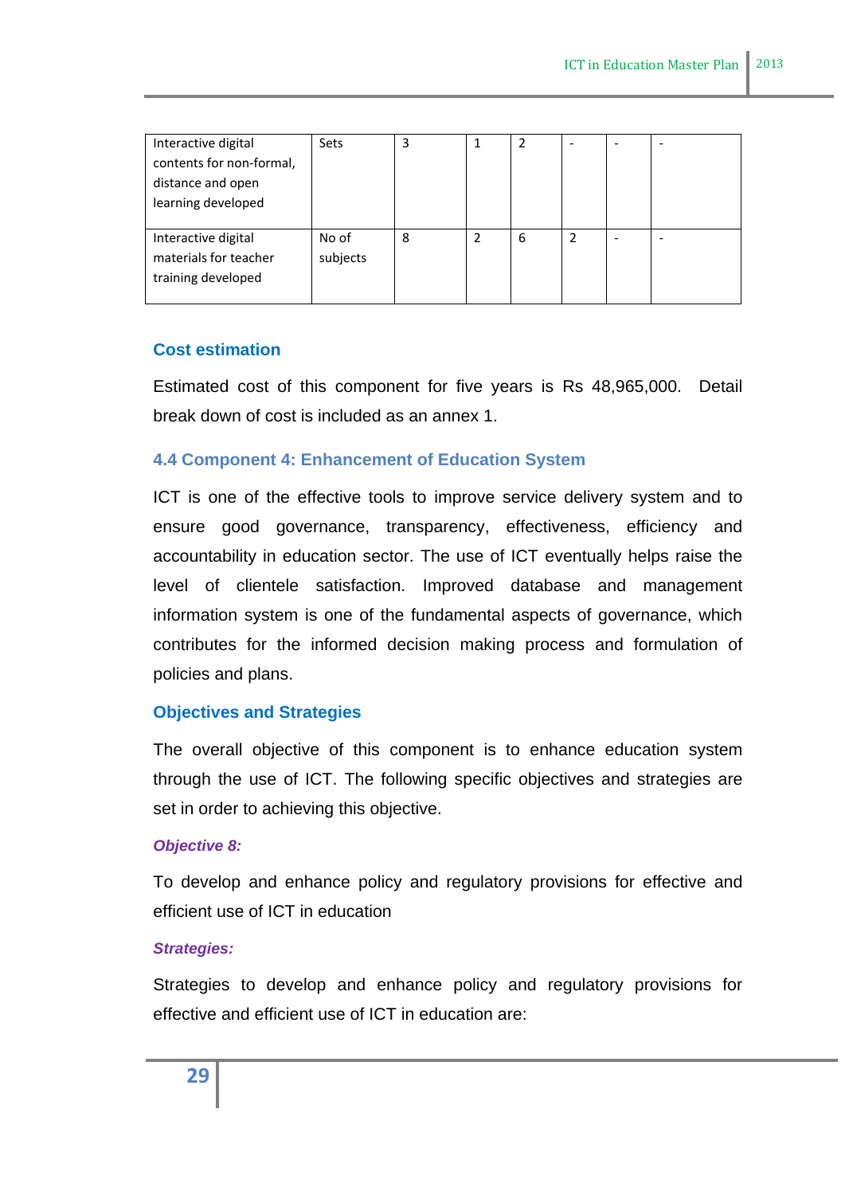| | | | | | | | |
|---|---|---|---|---|---|---|---|
| Interactive digital contents for non-formal, distance and open learning developed | Sets | 3 | 1 | 2 | - | - | - |
| Interactive digital materials for teacher training developed | No of subjects | 8 | 2 | 6 | 2 | - | - |

### Cost estimation

Estimated cost of this component for five years is Rs 48,965,000. Detail break down of cost is included as an annex 1.

## 4.4 Component 4: Enhancement of Education System

ICT is one of the effective tools to improve service delivery system and to ensure good governance, transparency, effectiveness, efficiency and accountability in education sector. The use of ICT eventually helps raise the level of clientele satisfaction. Improved database and management information system is one of the fundamental aspects of governance, which contributes for the informed decision making process and formulation of policies and plans.

### Objectives and Strategies

The overall objective of this component is to enhance education system through the use of ICT. The following specific objectives and strategies are set in order to achieving this objective.

***Objective 8:***

To develop and enhance policy and regulatory provisions for effective and efficient use of ICT in education

***Strategies:***

Strategies to develop and enhance policy and regulatory provisions for effective and efficient use of ICT in education are: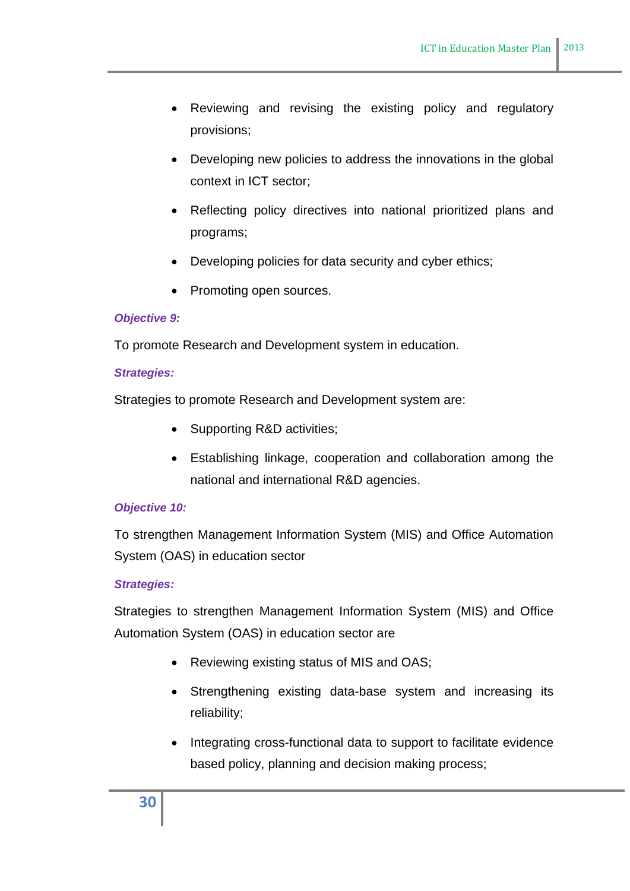- Reviewing and revising the existing policy and regulatory provisions;
- Developing new policies to address the innovations in the global context in ICT sector;
- Reflecting policy directives into national prioritized plans and programs;
- Developing policies for data security and cyber ethics;
- Promoting open sources.

***Objective 9:***

To promote Research and Development system in education.

***Strategies:***

Strategies to promote Research and Development system are:

- Supporting R&D activities;
- Establishing linkage, cooperation and collaboration among the national and international R&D agencies.

***Objective 10:***

To strengthen Management Information System (MIS) and Office Automation System (OAS) in education sector

***Strategies:***

Strategies to strengthen Management Information System (MIS) and Office Automation System (OAS) in education sector are

- Reviewing existing status of MIS and OAS;
- Strengthening existing data-base system and increasing its reliability;
- Integrating cross-functional data to support to facilitate evidence based policy, planning and decision making process;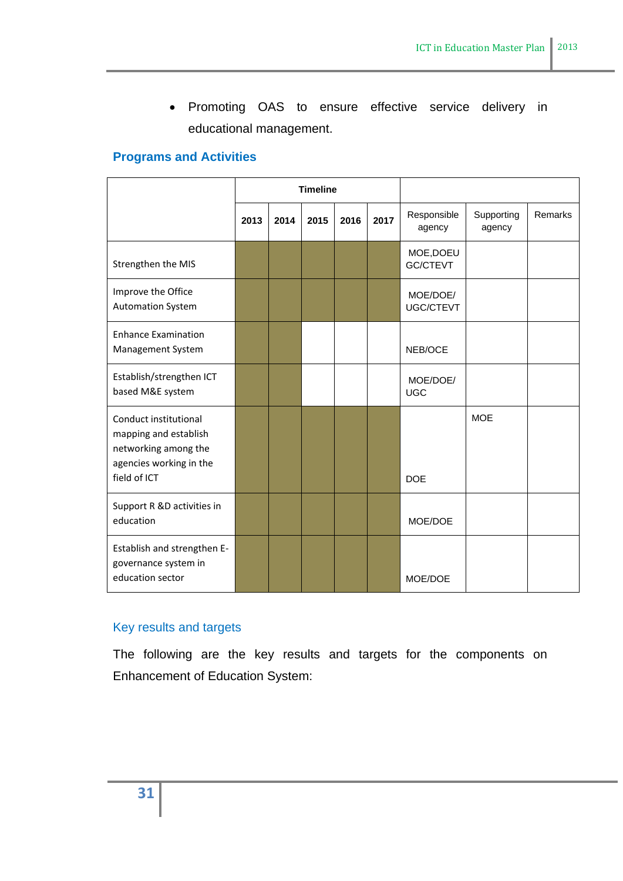- Promoting OAS to ensure effective service delivery in educational management.

## Programs and Activities

| | Timeline | | | | | | | |
|---|---|---|---|---|---|---|---|---|
| | 2013 | 2014 | 2015 | 2016 | 2017 | Responsible agency | Supporting agency | Remarks |
| Strengthen the MIS | ■ | ■ | ■ | ■ | ■ | MOE,DOEU GC/CTEVT | | |
| Improve the Office Automation System | ■ | ■ | ■ | ■ | ■ | MOE/DOE/ UGC/CTEVT | | |
| Enhance Examination Management System | ■ | ■ | | | | NEB/OCE | | |
| Establish/strengthen ICT based M&E system | ■ | ■ | | | | MOE/DOE/ UGC | | |
| Conduct institutional mapping and establish networking among the agencies working in the field of ICT | ■ | ■ | ■ | ■ | ■ | DOE | MOE | |
| Support R &D activities in education | ■ | ■ | ■ | ■ | ■ | MOE/DOE | | |
| Establish and strengthen E-governance system in education sector | ■ | ■ | ■ | ■ | ■ | MOE/DOE | | |

### Key results and targets

The following are the key results and targets for the components on Enhancement of Education System: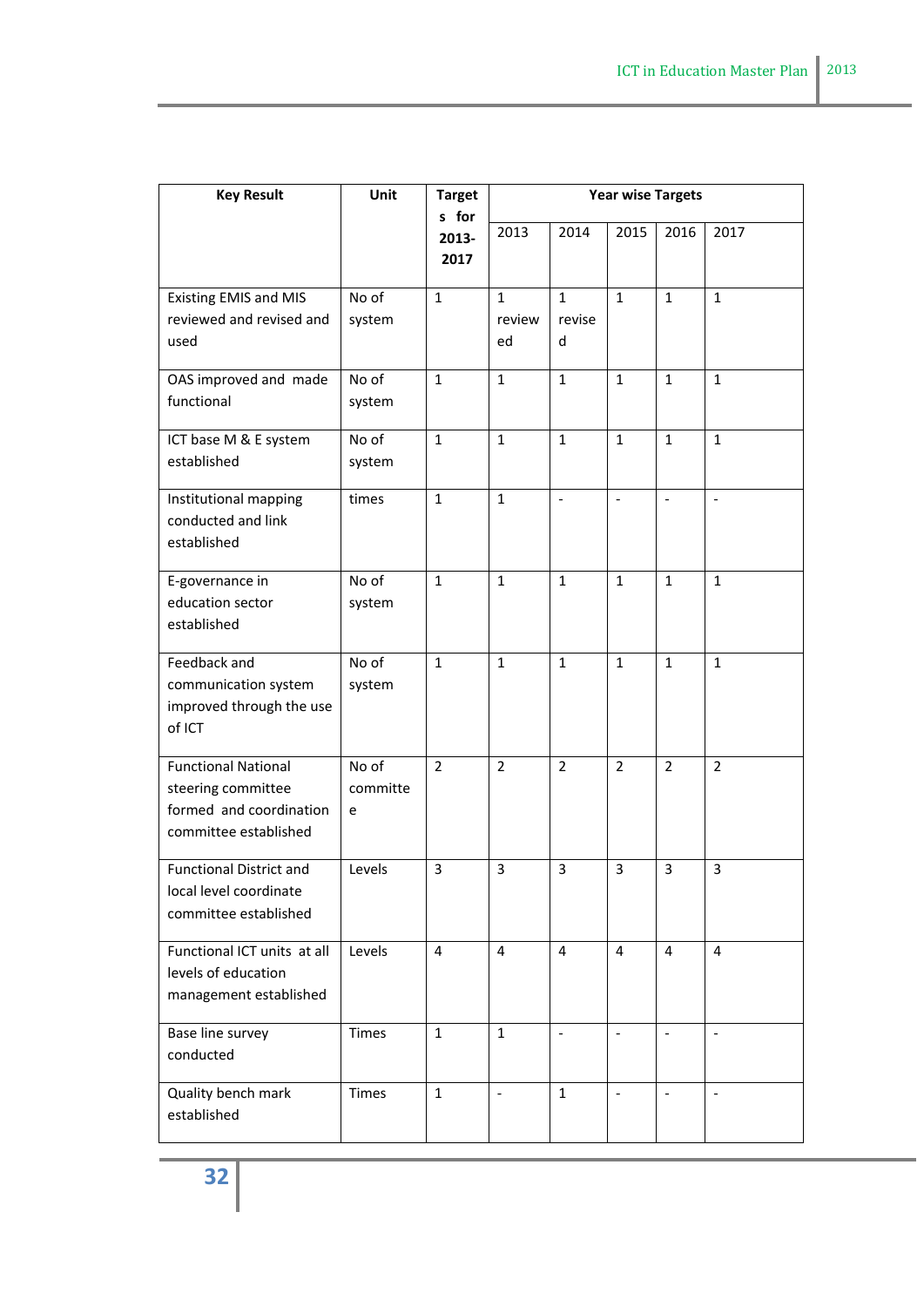| Key Result | Unit | Targets for 2013-2017 | Year wise Targets | | | | |
|---|---|---|---|---|---|---|---|
| | | | 2013 | 2014 | 2015 | 2016 | 2017 |
| Existing EMIS and MIS reviewed and revised and used | No of system | 1 | 1 reviewed | 1 revised | 1 | 1 | 1 |
| OAS improved and made functional | No of system | 1 | 1 | 1 | 1 | 1 | 1 |
| ICT base M & E system established | No of system | 1 | 1 | 1 | 1 | 1 | 1 |
| Institutional mapping conducted and link established | times | 1 | 1 | - | - | - | - |
| E-governance in education sector established | No of system | 1 | 1 | 1 | 1 | 1 | 1 |
| Feedback and communication system improved through the use of ICT | No of system | 1 | 1 | 1 | 1 | 1 | 1 |
| Functional National steering committee formed and coordination committee established | No of committee | 2 | 2 | 2 | 2 | 2 | 2 |
| Functional District and local level coordinate committee established | Levels | 3 | 3 | 3 | 3 | 3 | 3 |
| Functional ICT units at all levels of education management established | Levels | 4 | 4 | 4 | 4 | 4 | 4 |
| Base line survey conducted | Times | 1 | 1 | - | - | - | - |
| Quality bench mark established | Times | 1 | - | 1 | - | - | - |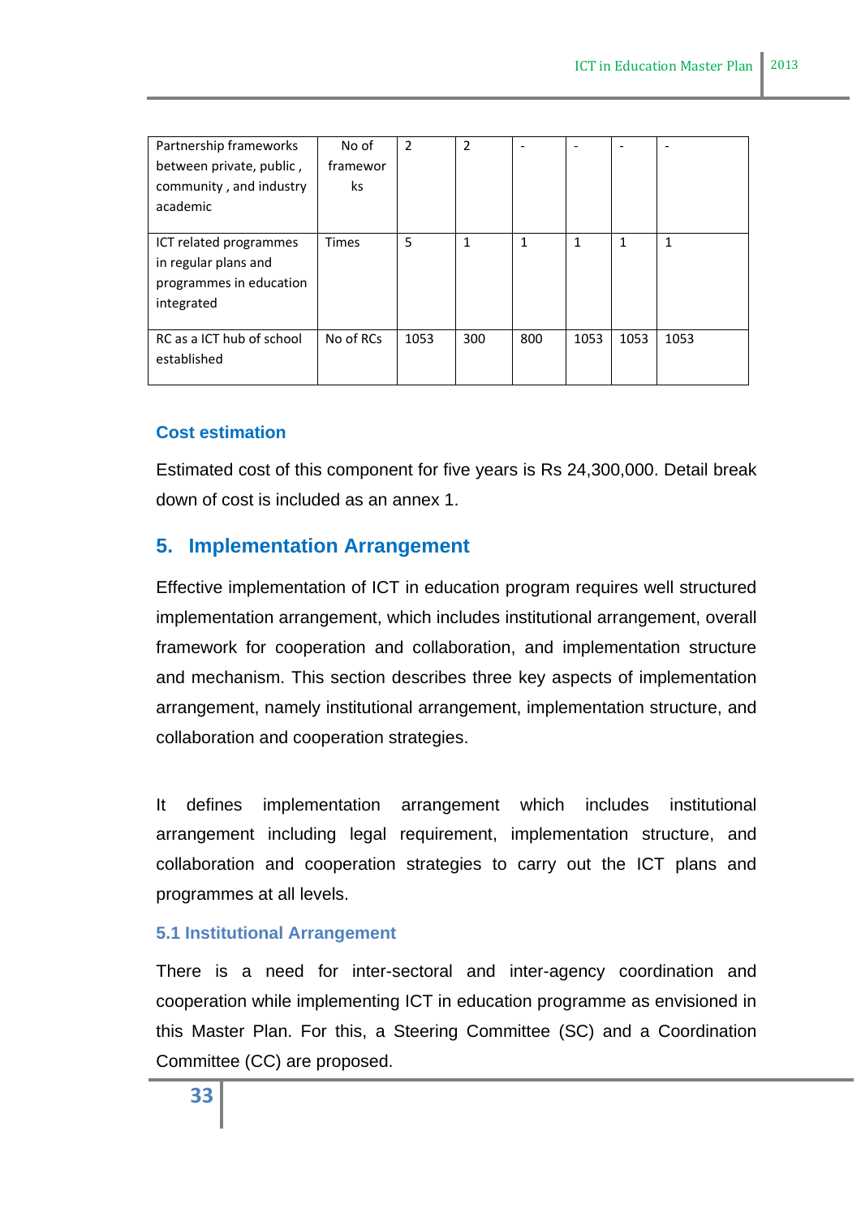| Partnership frameworks between private, public , community , and industry academic | No of frameworks | 2 | 2 | - | - | - | - |
|---|---|---|---|---|---|---|---|
| ICT related programmes in regular plans and programmes in education integrated | Times | 5 | 1 | 1 | 1 | 1 | 1 |
| RC as a ICT hub of school established | No of RCs | 1053 | 300 | 800 | 1053 | 1053 | 1053 |

### Cost estimation

Estimated cost of this component for five years is Rs 24,300,000. Detail break down of cost is included as an annex 1.

## 5. Implementation Arrangement

Effective implementation of ICT in education program requires well structured implementation arrangement, which includes institutional arrangement, overall framework for cooperation and collaboration, and implementation structure and mechanism. This section describes three key aspects of implementation arrangement, namely institutional arrangement, implementation structure, and collaboration and cooperation strategies.

It defines implementation arrangement which includes institutional arrangement including legal requirement, implementation structure, and collaboration and cooperation strategies to carry out the ICT plans and programmes at all levels.

### 5.1 Institutional Arrangement

There is a need for inter-sectoral and inter-agency coordination and cooperation while implementing ICT in education programme as envisioned in this Master Plan. For this, a Steering Committee (SC) and a Coordination Committee (CC) are proposed.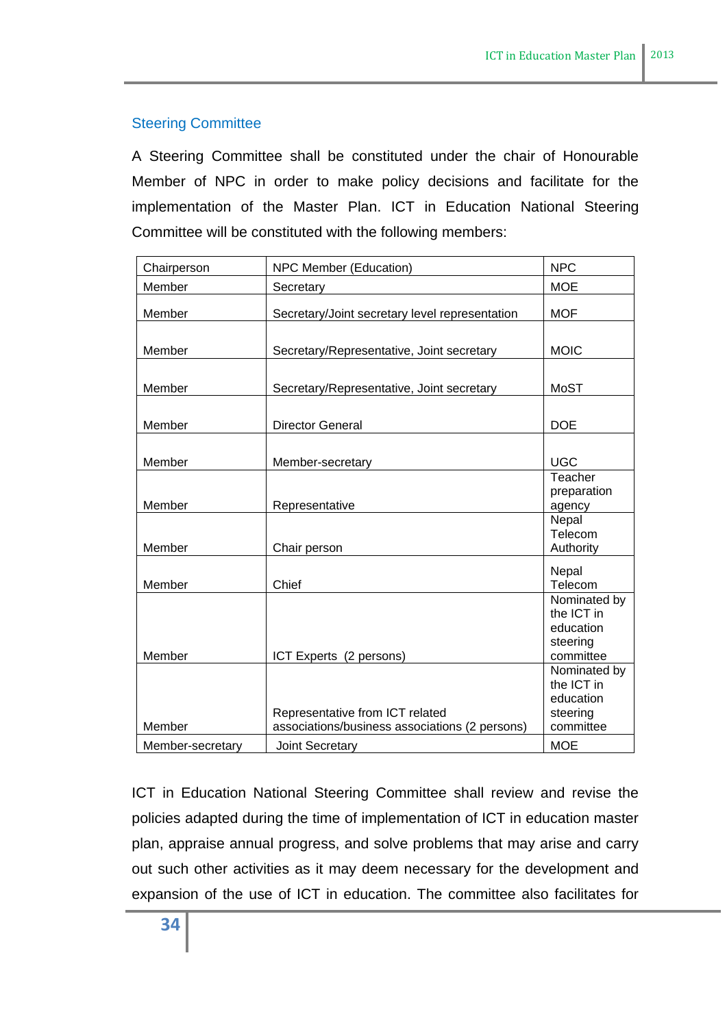### Steering Committee

A Steering Committee shall be constituted under the chair of Honourable Member of NPC in order to make policy decisions and facilitate for the implementation of the Master Plan. ICT in Education National Steering Committee will be constituted with the following members:

| | | |
|---|---|---|
| Chairperson | NPC Member (Education) | NPC |
| Member | Secretary | MOE |
| Member | Secretary/Joint secretary level representation | MOF |
| Member | Secretary/Representative, Joint secretary | MOIC |
| Member | Secretary/Representative, Joint secretary | MoST |
| Member | Director General | DOE |
| Member | Member-secretary | UGC |
| Member | Representative | Teacher preparation agency |
| Member | Chair person | Nepal Telecom Authority |
| Member | Chief | Nepal Telecom |
| Member | ICT Experts (2 persons) | Nominated by the ICT in education steering committee |
| Member | Representative from ICT related associations/business associations (2 persons) | Nominated by the ICT in education steering committee |
| Member-secretary | Joint Secretary | MOE |

ICT in Education National Steering Committee shall review and revise the policies adapted during the time of implementation of ICT in education master plan, appraise annual progress, and solve problems that may arise and carry out such other activities as it may deem necessary for the development and expansion of the use of ICT in education. The committee also facilitates for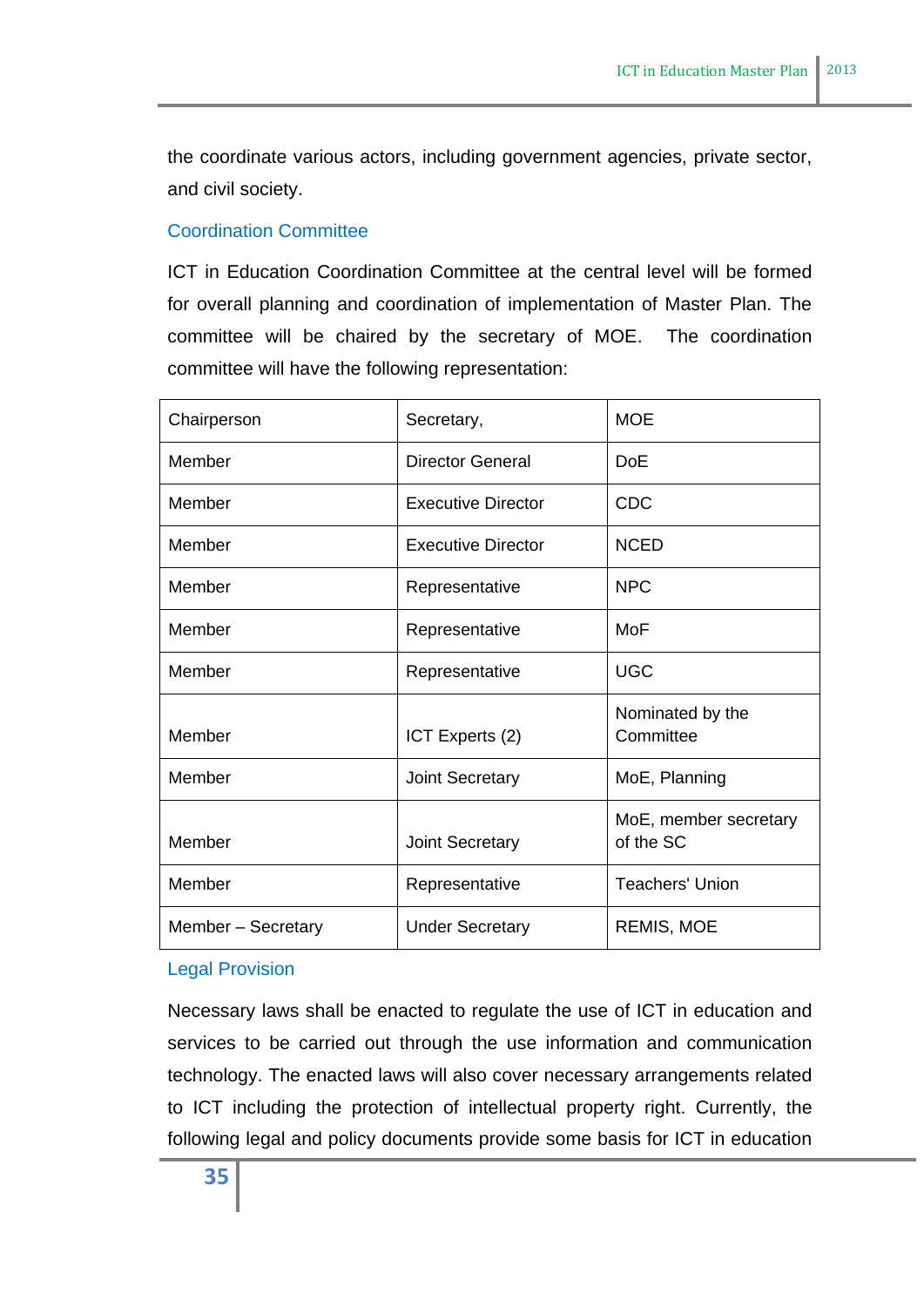the coordinate various actors, including government agencies, private sector, and civil society.

### Coordination Committee

ICT in Education Coordination Committee at the central level will be formed for overall planning and coordination of implementation of Master Plan. The committee will be chaired by the secretary of MOE. The coordination committee will have the following representation:

| Chairperson | Secretary, | MOE |
|---|---|---|
| Member | Director General | DoE |
| Member | Executive Director | CDC |
| Member | Executive Director | NCED |
| Member | Representative | NPC |
| Member | Representative | MoF |
| Member | Representative | UGC |
| Member | ICT Experts (2) | Nominated by the Committee |
| Member | Joint Secretary | MoE, Planning |
| Member | Joint Secretary | MoE, member secretary of the SC |
| Member | Representative | Teachers' Union |
| Member – Secretary | Under Secretary | REMIS, MOE |

### Legal Provision

Necessary laws shall be enacted to regulate the use of ICT in education and services to be carried out through the use information and communication technology. The enacted laws will also cover necessary arrangements related to ICT including the protection of intellectual property right. Currently, the following legal and policy documents provide some basis for ICT in education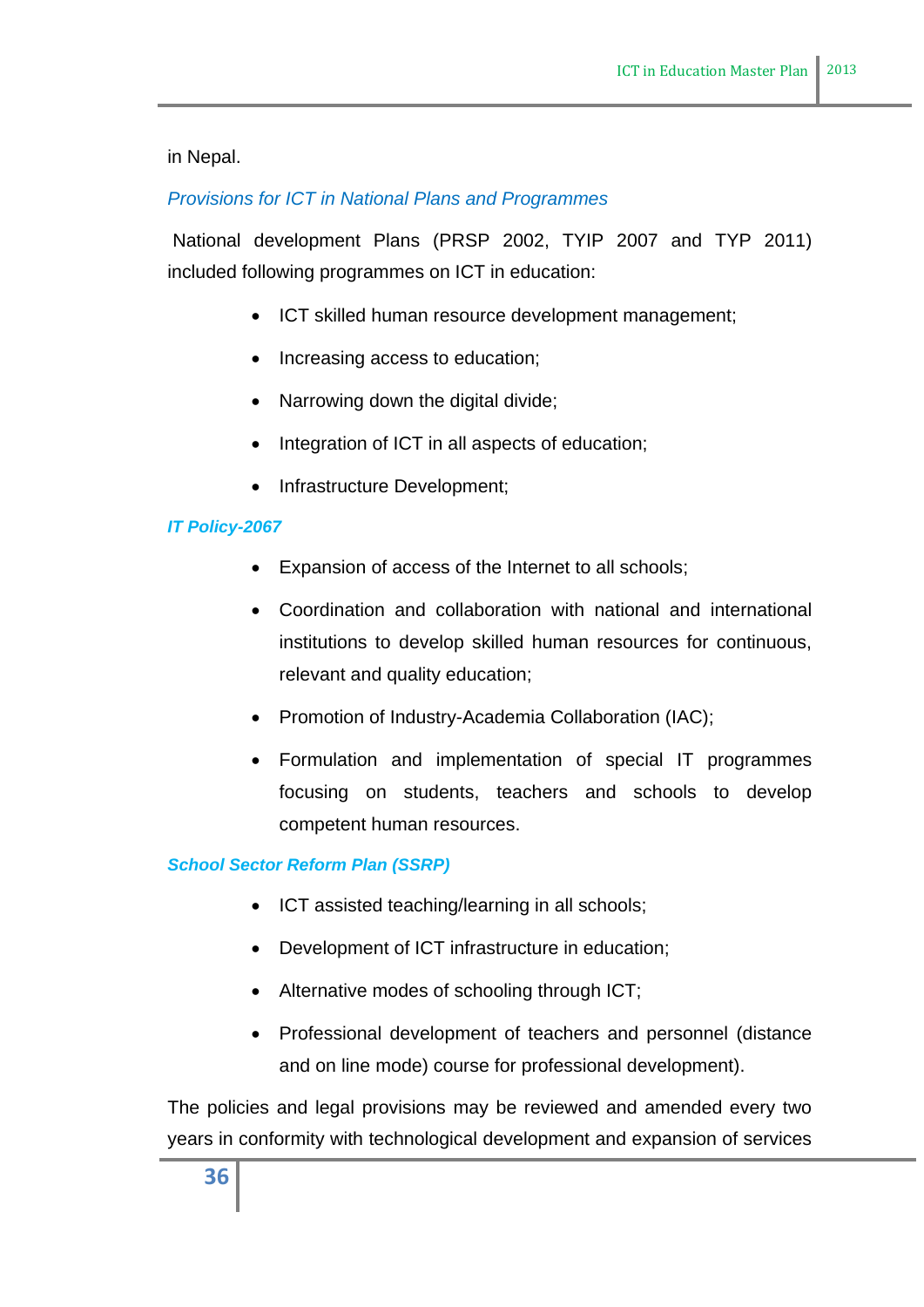in Nepal.

### *Provisions for ICT in National Plans and Programmes*

National development Plans (PRSP 2002, TYIP 2007 and TYP 2011) included following programmes on ICT in education:

- ICT skilled human resource development management;
- Increasing access to education;
- Narrowing down the digital divide;
- Integration of ICT in all aspects of education;
- Infrastructure Development;

### ***IT Policy-2067***

- Expansion of access of the Internet to all schools;
- Coordination and collaboration with national and international institutions to develop skilled human resources for continuous, relevant and quality education;
- Promotion of Industry-Academia Collaboration (IAC);
- Formulation and implementation of special IT programmes focusing on students, teachers and schools to develop competent human resources.

### ***School Sector Reform Plan (SSRP)***

- ICT assisted teaching/learning in all schools;
- Development of ICT infrastructure in education;
- Alternative modes of schooling through ICT;
- Professional development of teachers and personnel (distance and on line mode) course for professional development).

The policies and legal provisions may be reviewed and amended every two years in conformity with technological development and expansion of services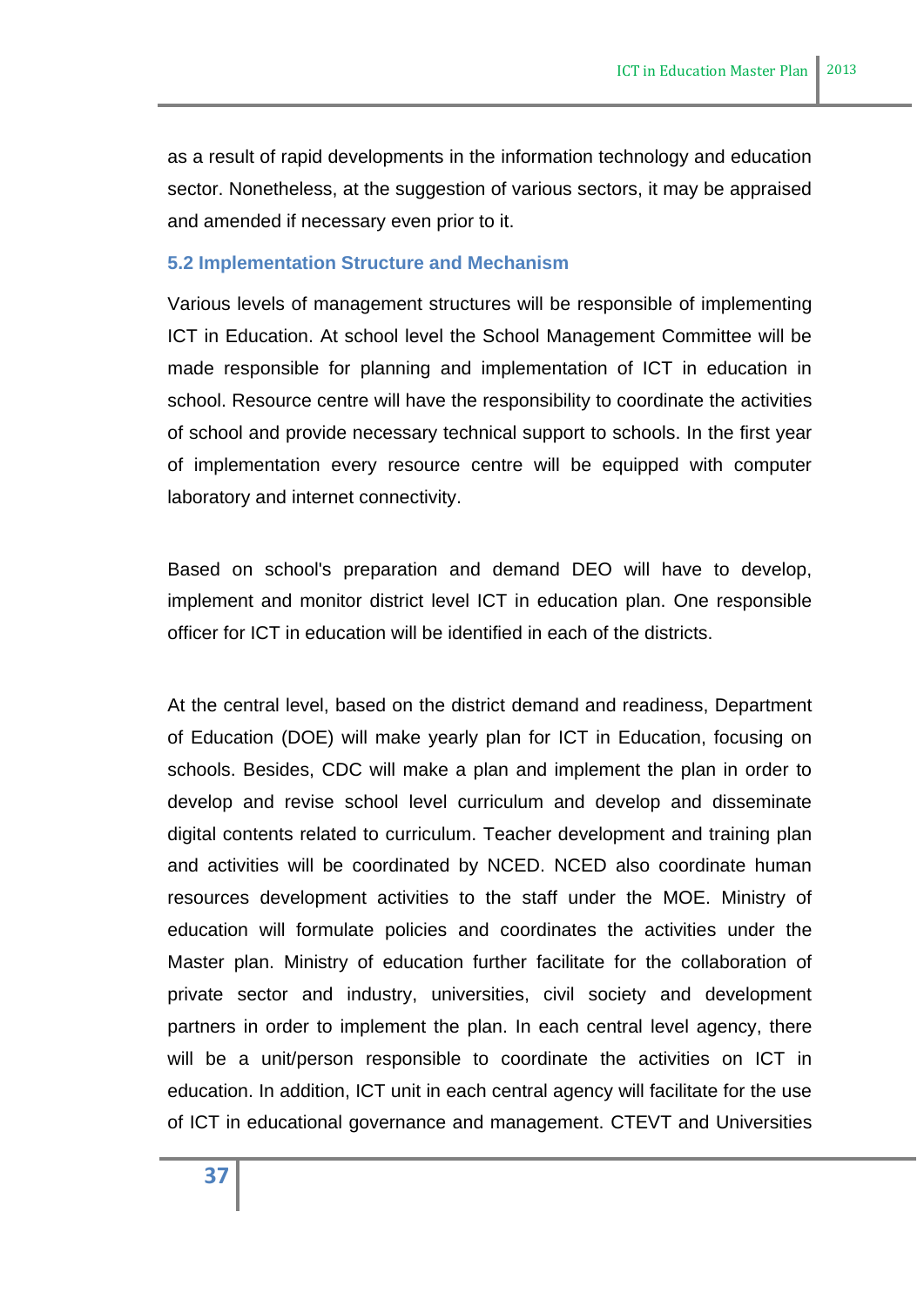as a result of rapid developments in the information technology and education sector. Nonetheless, at the suggestion of various sectors, it may be appraised and amended if necessary even prior to it.

### 5.2 Implementation Structure and Mechanism

Various levels of management structures will be responsible of implementing ICT in Education. At school level the School Management Committee will be made responsible for planning and implementation of ICT in education in school. Resource centre will have the responsibility to coordinate the activities of school and provide necessary technical support to schools. In the first year of implementation every resource centre will be equipped with computer laboratory and internet connectivity.

Based on school's preparation and demand DEO will have to develop, implement and monitor district level ICT in education plan. One responsible officer for ICT in education will be identified in each of the districts.

At the central level, based on the district demand and readiness, Department of Education (DOE) will make yearly plan for ICT in Education, focusing on schools. Besides, CDC will make a plan and implement the plan in order to develop and revise school level curriculum and develop and disseminate digital contents related to curriculum. Teacher development and training plan and activities will be coordinated by NCED. NCED also coordinate human resources development activities to the staff under the MOE. Ministry of education will formulate policies and coordinates the activities under the Master plan. Ministry of education further facilitate for the collaboration of private sector and industry, universities, civil society and development partners in order to implement the plan. In each central level agency, there will be a unit/person responsible to coordinate the activities on ICT in education. In addition, ICT unit in each central agency will facilitate for the use of ICT in educational governance and management. CTEVT and Universities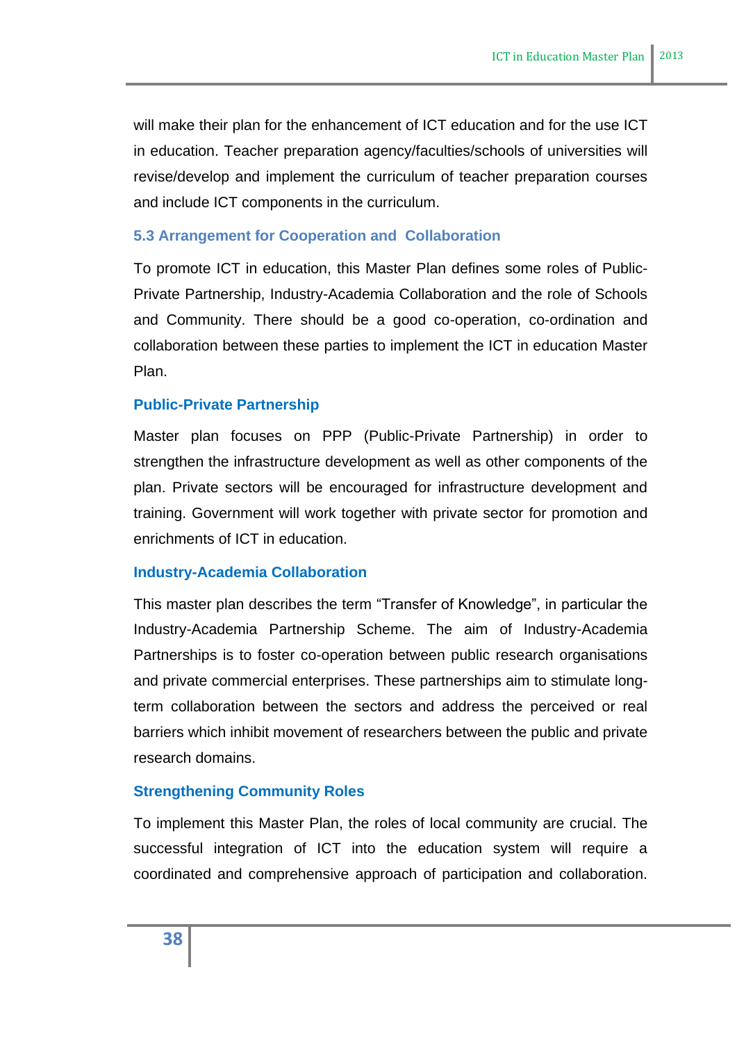will make their plan for the enhancement of ICT education and for the use ICT in education. Teacher preparation agency/faculties/schools of universities will revise/develop and implement the curriculum of teacher preparation courses and include ICT components in the curriculum.

### 5.3 Arrangement for Cooperation and Collaboration

To promote ICT in education, this Master Plan defines some roles of Public-Private Partnership, Industry-Academia Collaboration and the role of Schools and Community. There should be a good co-operation, co-ordination and collaboration between these parties to implement the ICT in education Master Plan.

#### Public-Private Partnership

Master plan focuses on PPP (Public-Private Partnership) in order to strengthen the infrastructure development as well as other components of the plan. Private sectors will be encouraged for infrastructure development and training. Government will work together with private sector for promotion and enrichments of ICT in education.

#### Industry-Academia Collaboration

This master plan describes the term “Transfer of Knowledge”, in particular the Industry-Academia Partnership Scheme. The aim of Industry-Academia Partnerships is to foster co-operation between public research organisations and private commercial enterprises. These partnerships aim to stimulate long-term collaboration between the sectors and address the perceived or real barriers which inhibit movement of researchers between the public and private research domains.

#### Strengthening Community Roles

To implement this Master Plan, the roles of local community are crucial. The successful integration of ICT into the education system will require a coordinated and comprehensive approach of participation and collaboration.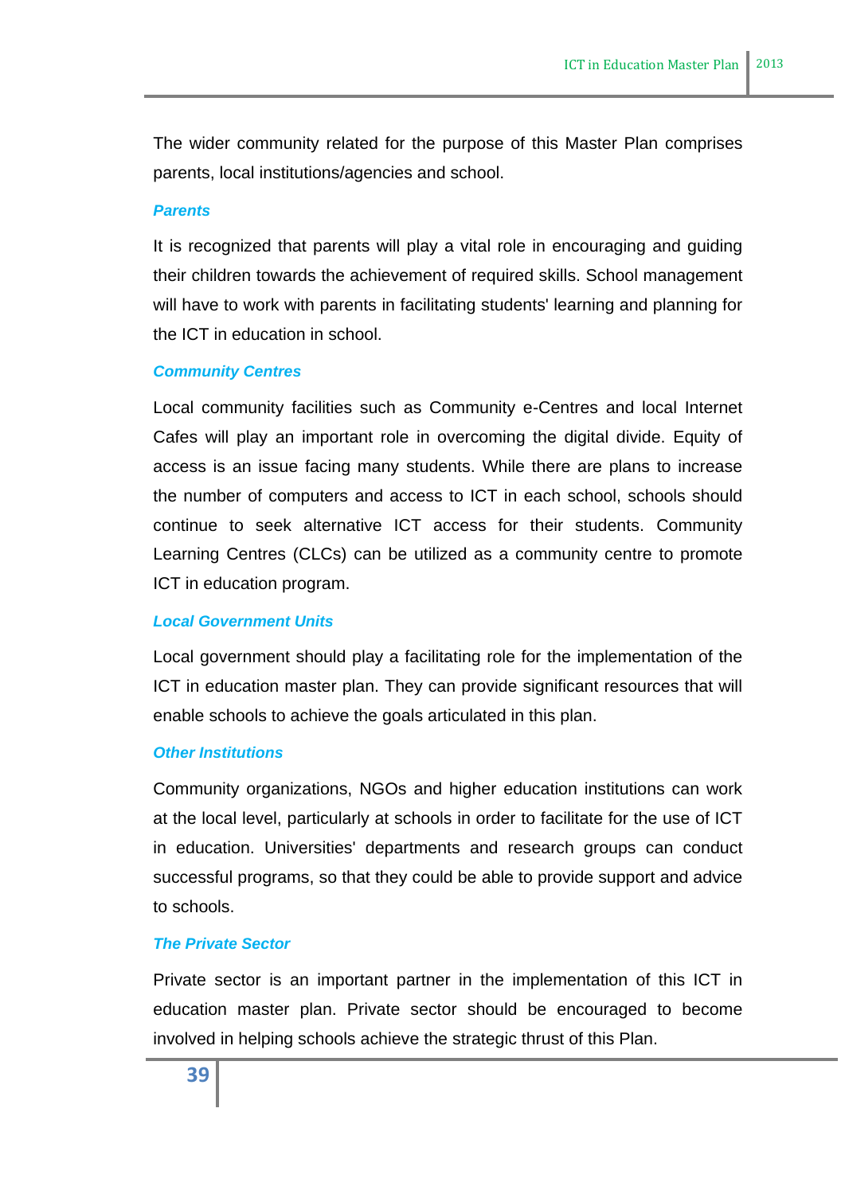The wider community related for the purpose of this Master Plan comprises parents, local institutions/agencies and school.

#### *Parents*

It is recognized that parents will play a vital role in encouraging and guiding their children towards the achievement of required skills. School management will have to work with parents in facilitating students' learning and planning for the ICT in education in school.

#### *Community Centres*

Local community facilities such as Community e-Centres and local Internet Cafes will play an important role in overcoming the digital divide. Equity of access is an issue facing many students. While there are plans to increase the number of computers and access to ICT in each school, schools should continue to seek alternative ICT access for their students. Community Learning Centres (CLCs) can be utilized as a community centre to promote ICT in education program.

#### *Local Government Units*

Local government should play a facilitating role for the implementation of the ICT in education master plan. They can provide significant resources that will enable schools to achieve the goals articulated in this plan.

#### *Other Institutions*

Community organizations, NGOs and higher education institutions can work at the local level, particularly at schools in order to facilitate for the use of ICT in education. Universities' departments and research groups can conduct successful programs, so that they could be able to provide support and advice to schools.

#### *The Private Sector*

Private sector is an important partner in the implementation of this ICT in education master plan. Private sector should be encouraged to become involved in helping schools achieve the strategic thrust of this Plan.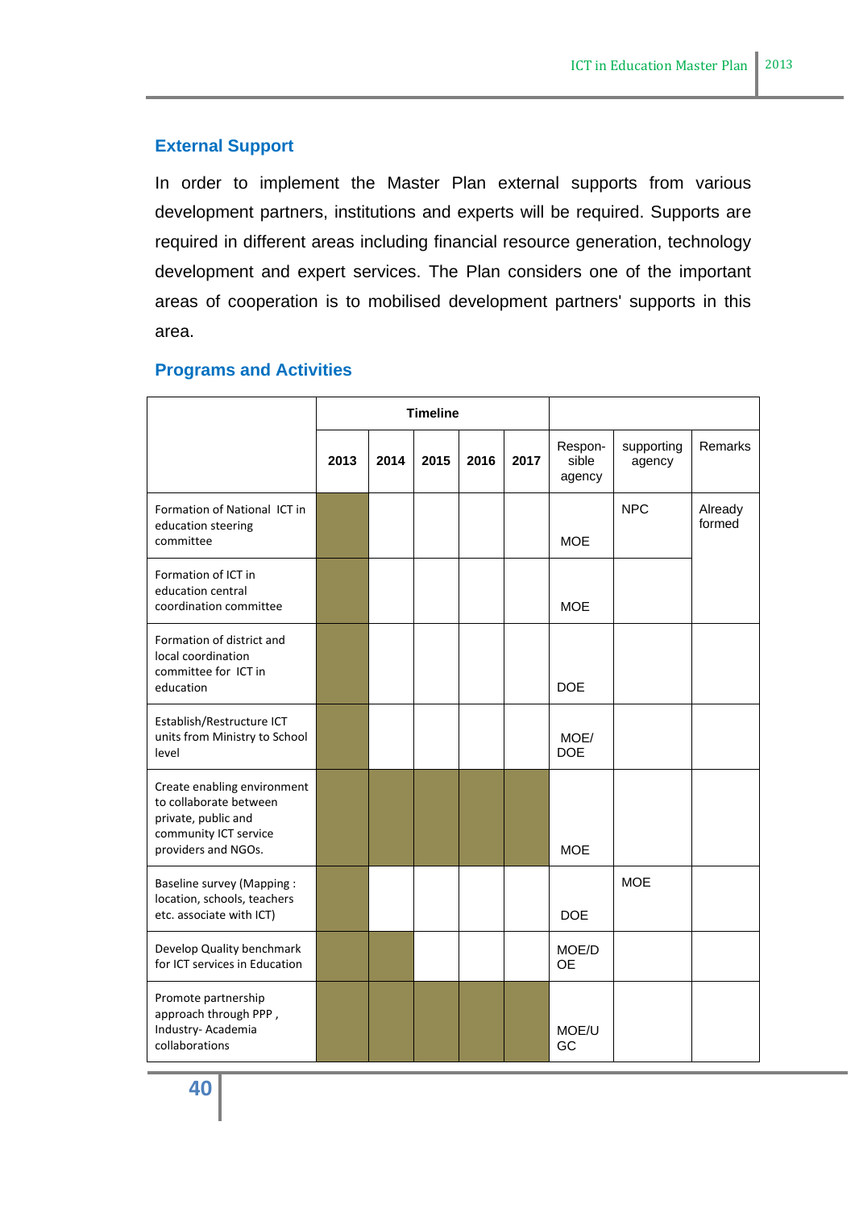## External Support

In order to implement the Master Plan external supports from various development partners, institutions and experts will be required. Supports are required in different areas including financial resource generation, technology development and expert services. The Plan considers one of the important areas of cooperation is to mobilised development partners' supports in this area.

## Programs and Activities

| | Timeline | | | | | | | |
|---|---|---|---|---|---|---|---|---|
| | 2013 | 2014 | 2015 | 2016 | 2017 | Respon-sible agency | supporting agency | Remarks |
| Formation of National ICT in education steering committee | ■ | | | | | MOE | NPC | Already formed |
| Formation of ICT in education central coordination committee | ■ | | | | | MOE | | |
| Formation of district and local coordination committee for ICT in education | ■ | | | | | DOE | | |
| Establish/Restructure ICT units from Ministry to School level | ■ | | | | | MOE/ DOE | | |
| Create enabling environment to collaborate between private, public and community ICT service providers and NGOs. | ■ | ■ | ■ | ■ | ■ | MOE | | |
| Baseline survey (Mapping : location, schools, teachers etc. associate with ICT) | ■ | | | | | DOE | MOE | |
| Develop Quality benchmark for ICT services in Education | ■ | ■ | | | | MOE/DOE | | |
| Promote partnership approach through PPP , Industry- Academia collaborations | ■ | ■ | ■ | ■ | ■ | MOE/UGC | | |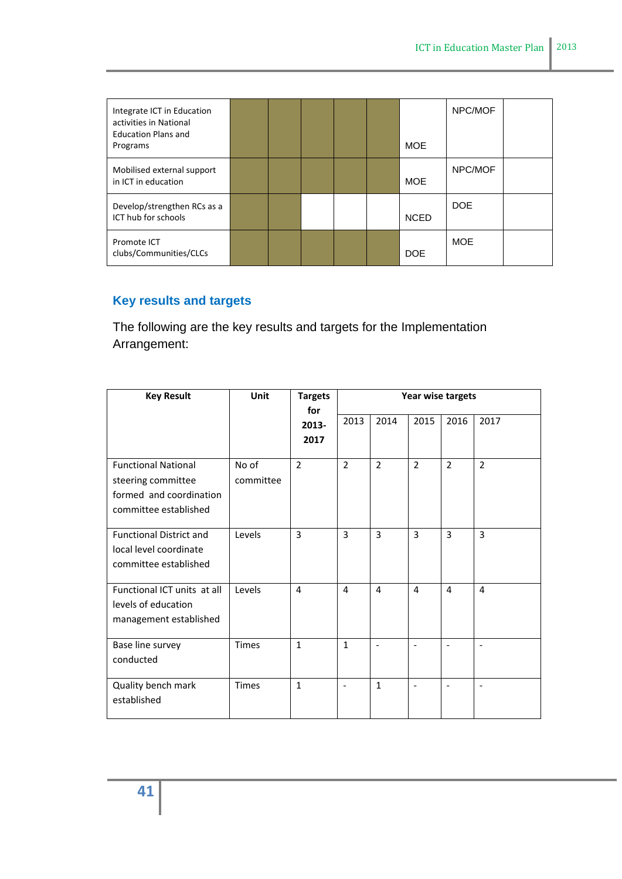| | | | | | | | | |
|---|---|---|---|---|---|---|---|---|
| Integrate ICT in Education activities in National Education Plans and Programs | | | | | | MOE | NPC/MOF | |
| Mobilised external support in ICT in education | | | | | | MOE | NPC/MOF | |
| Develop/strengthen RCs as a ICT hub for schools | | | | | | NCED | DOE | |
| Promote ICT clubs/Communities/CLCs | | | | | | DOE | MOE | |

## Key results and targets

The following are the key results and targets for the Implementation Arrangement:

| Key Result | Unit | Targets for 2013-2017 | Year wise targets | | | | |
|---|---|---|---|---|---|---|---|
| | | | 2013 | 2014 | 2015 | 2016 | 2017 |
| Functional National steering committee formed and coordination committee established | No of committee | 2 | 2 | 2 | 2 | 2 | 2 |
| Functional District and local level coordinate committee established | Levels | 3 | 3 | 3 | 3 | 3 | 3 |
| Functional ICT units at all levels of education management established | Levels | 4 | 4 | 4 | 4 | 4 | 4 |
| Base line survey conducted | Times | 1 | 1 | - | - | - | - |
| Quality bench mark established | Times | 1 | - | 1 | - | - | - |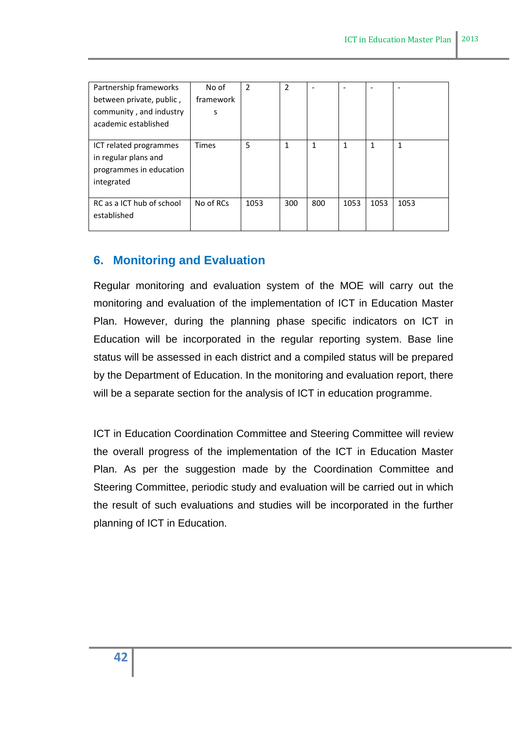| | | | | | | | |
|---|---|---|---|---|---|---|---|
| Partnership frameworks between private, public , community , and industry academic established | No of frameworks | 2 | 2 | - | - | - | - |
| ICT related programmes in regular plans and programmes in education integrated | Times | 5 | 1 | 1 | 1 | 1 | 1 |
| RC as a ICT hub of school established | No of RCs | 1053 | 300 | 800 | 1053 | 1053 | 1053 |

## 6. Monitoring and Evaluation

Regular monitoring and evaluation system of the MOE will carry out the monitoring and evaluation of the implementation of ICT in Education Master Plan. However, during the planning phase specific indicators on ICT in Education will be incorporated in the regular reporting system. Base line status will be assessed in each district and a compiled status will be prepared by the Department of Education. In the monitoring and evaluation report, there will be a separate section for the analysis of ICT in education programme.

ICT in Education Coordination Committee and Steering Committee will review the overall progress of the implementation of the ICT in Education Master Plan. As per the suggestion made by the Coordination Committee and Steering Committee, periodic study and evaluation will be carried out in which the result of such evaluations and studies will be incorporated in the further planning of ICT in Education.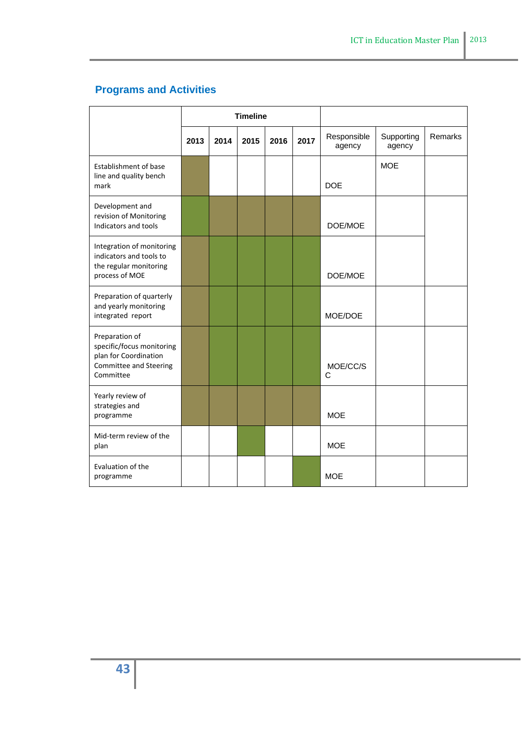## Programs and Activities

| | Timeline | | | | | | | |
|---|---|---|---|---|---|---|---|---|
| | 2013 | 2014 | 2015 | 2016 | 2017 | Responsible agency | Supporting agency | Remarks |
| Establishment of base line and quality bench mark | | | | | | DOE | MOE | |
| Development and revision of Monitoring Indicators and tools | | | | | | DOE/MOE | | |
| Integration of monitoring indicators and tools to the regular monitoring process of MOE | | | | | | DOE/MOE | | |
| Preparation of quarterly and yearly monitoring integrated report | | | | | | MOE/DOE | | |
| Preparation of specific/focus monitoring plan for Coordination Committee and Steering Committee | | | | | | MOE/CC/SC | | |
| Yearly review of strategies and programme | | | | | | MOE | | |
| Mid-term review of the plan | | | | | | MOE | | |
| Evaluation of the programme | | | | | | MOE | | |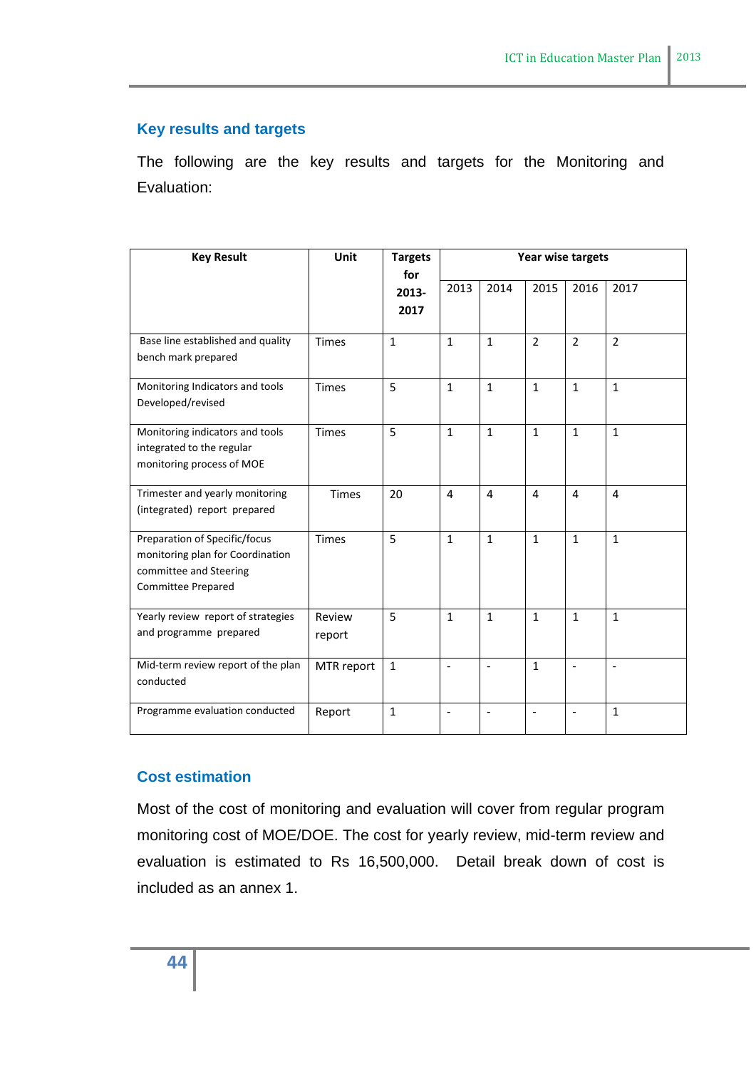## Key results and targets

The following are the key results and targets for the Monitoring and Evaluation:

| Key Result | Unit | Targets for 2013-2017 | Year wise targets | | | | |
|---|---|---|---|---|---|---|---|
| | | | 2013 | 2014 | 2015 | 2016 | 2017 |
| Base line established and quality bench mark prepared | Times | 1 | 1 | 1 | 2 | 2 | 2 |
| Monitoring Indicators and tools Developed/revised | Times | 5 | 1 | 1 | 1 | 1 | 1 |
| Monitoring indicators and tools integrated to the regular monitoring process of MOE | Times | 5 | 1 | 1 | 1 | 1 | 1 |
| Trimester and yearly monitoring (integrated) report prepared | Times | 20 | 4 | 4 | 4 | 4 | 4 |
| Preparation of Specific/focus monitoring plan for Coordination committee and Steering Committee Prepared | Times | 5 | 1 | 1 | 1 | 1 | 1 |
| Yearly review report of strategies and programme prepared | Review report | 5 | 1 | 1 | 1 | 1 | 1 |
| Mid-term review report of the plan conducted | MTR report | 1 | - | - | 1 | - | - |
| Programme evaluation conducted | Report | 1 | - | - | - | - | 1 |

## Cost estimation

Most of the cost of monitoring and evaluation will cover from regular program monitoring cost of MOE/DOE. The cost for yearly review, mid-term review and evaluation is estimated to Rs 16,500,000. Detail break down of cost is included as an annex 1.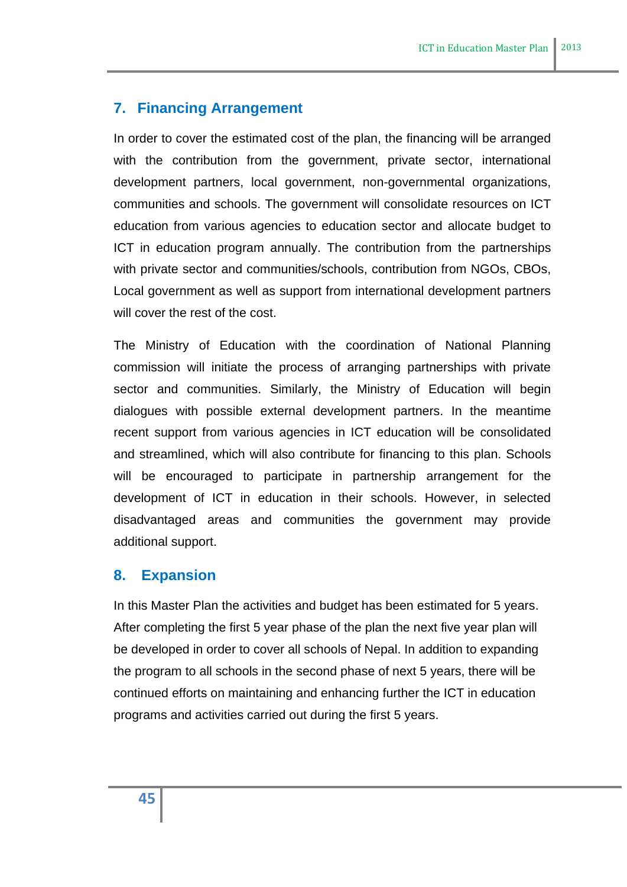## 7. Financing Arrangement

In order to cover the estimated cost of the plan, the financing will be arranged with the contribution from the government, private sector, international development partners, local government, non-governmental organizations, communities and schools. The government will consolidate resources on ICT education from various agencies to education sector and allocate budget to ICT in education program annually. The contribution from the partnerships with private sector and communities/schools, contribution from NGOs, CBOs, Local government as well as support from international development partners will cover the rest of the cost.

The Ministry of Education with the coordination of National Planning commission will initiate the process of arranging partnerships with private sector and communities. Similarly, the Ministry of Education will begin dialogues with possible external development partners. In the meantime recent support from various agencies in ICT education will be consolidated and streamlined, which will also contribute for financing to this plan. Schools will be encouraged to participate in partnership arrangement for the development of ICT in education in their schools. However, in selected disadvantaged areas and communities the government may provide additional support.

## 8. Expansion

In this Master Plan the activities and budget has been estimated for 5 years. After completing the first 5 year phase of the plan the next five year plan will be developed in order to cover all schools of Nepal. In addition to expanding the program to all schools in the second phase of next 5 years, there will be continued efforts on maintaining and enhancing further the ICT in education programs and activities carried out during the first 5 years.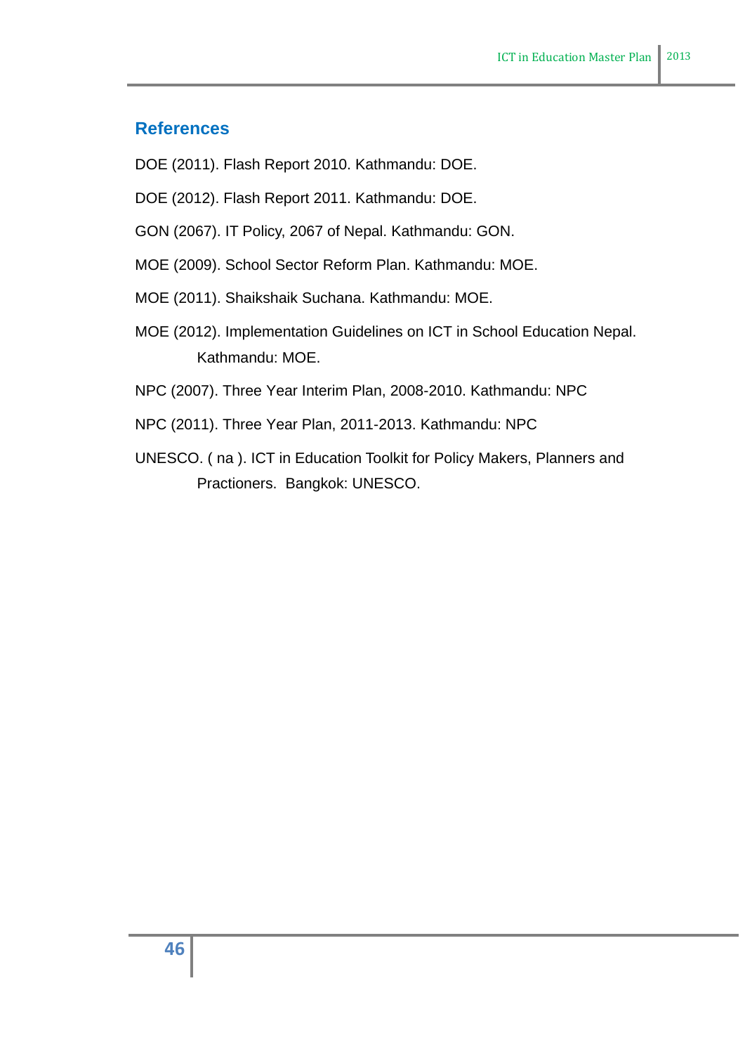## References

DOE (2011). Flash Report 2010. Kathmandu: DOE.

DOE (2012). Flash Report 2011. Kathmandu: DOE.

GON (2067). IT Policy, 2067 of Nepal. Kathmandu: GON.

MOE (2009). School Sector Reform Plan. Kathmandu: MOE.

MOE (2011). Shaikshaik Suchana. Kathmandu: MOE.

MOE (2012). Implementation Guidelines on ICT in School Education Nepal. Kathmandu: MOE.

NPC (2007). Three Year Interim Plan, 2008-2010. Kathmandu: NPC

NPC (2011). Three Year Plan, 2011-2013. Kathmandu: NPC

UNESCO. ( na ). ICT in Education Toolkit for Policy Makers, Planners and Practioners. Bangkok: UNESCO.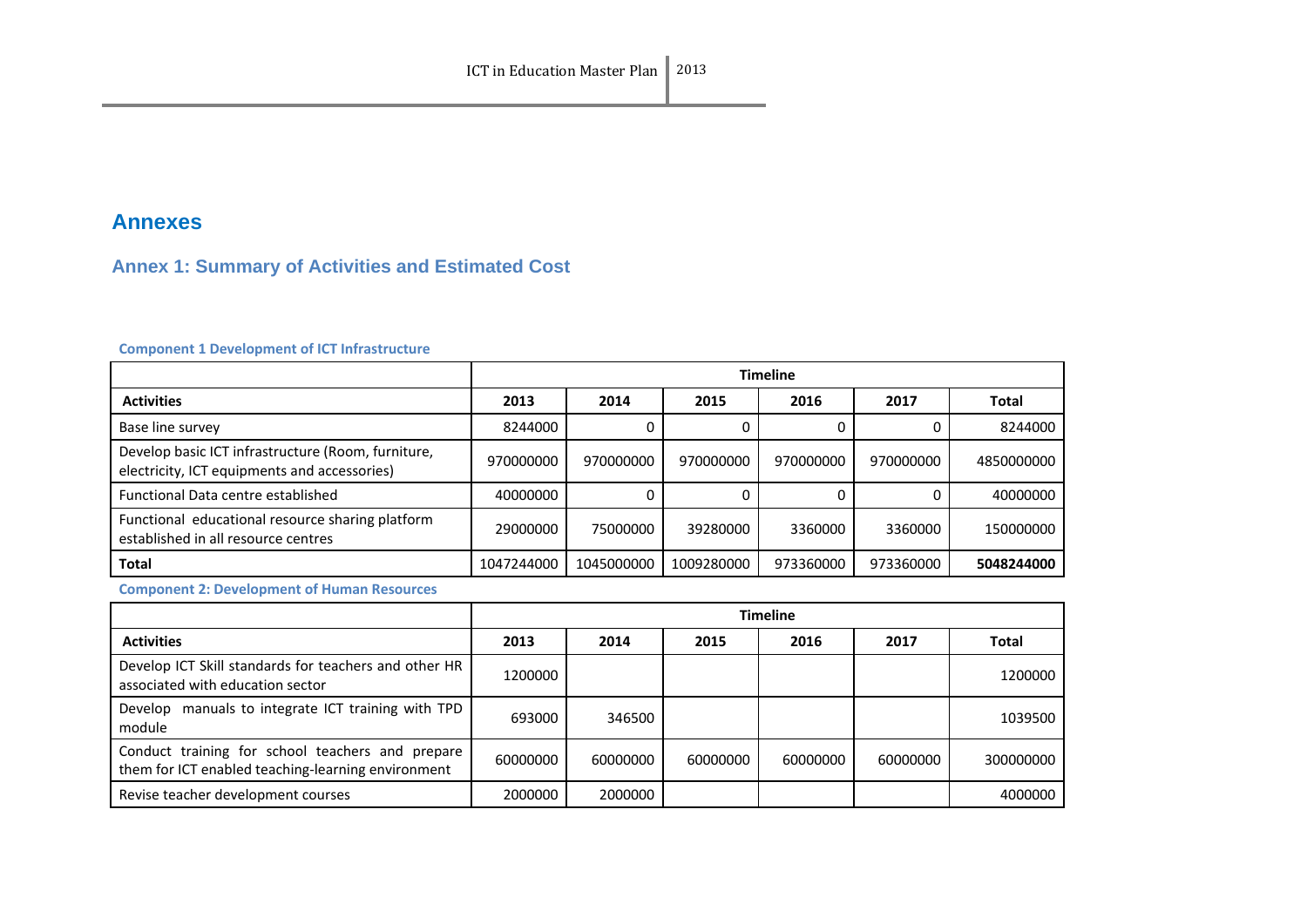# Annexes

## Annex 1: Summary of Activities and Estimated Cost

### Component 1 Development of ICT Infrastructure

| | Timeline | | | | | |
|---|---|---|---|---|---|---|
| **Activities** | **2013** | **2014** | **2015** | **2016** | **2017** | **Total** |
| Base line survey | 8244000 | 0 | 0 | 0 | 0 | 8244000 |
| Develop basic ICT infrastructure (Room, furniture, electricity, ICT equipments and accessories) | 970000000 | 970000000 | 970000000 | 970000000 | 970000000 | 4850000000 |
| Functional Data centre established | 40000000 | 0 | 0 | 0 | 0 | 40000000 |
| Functional educational resource sharing platform established in all resource centres | 29000000 | 75000000 | 39280000 | 3360000 | 3360000 | 150000000 |
| **Total** | 1047244000 | 1045000000 | 1009280000 | 973360000 | 973360000 | **5048244000** |

### Component 2: Development of Human Resources

| | Timeline | | | | | |
|---|---|---|---|---|---|---|
| **Activities** | **2013** | **2014** | **2015** | **2016** | **2017** | **Total** |
| Develop ICT Skill standards for teachers and other HR associated with education sector | 1200000 | | | | | 1200000 |
| Develop manuals to integrate ICT training with TPD module | 693000 | 346500 | | | | 1039500 |
| Conduct training for school teachers and prepare them for ICT enabled teaching-learning environment | 60000000 | 60000000 | 60000000 | 60000000 | 60000000 | 300000000 |
| Revise teacher development courses | 2000000 | 2000000 | | | | 4000000 |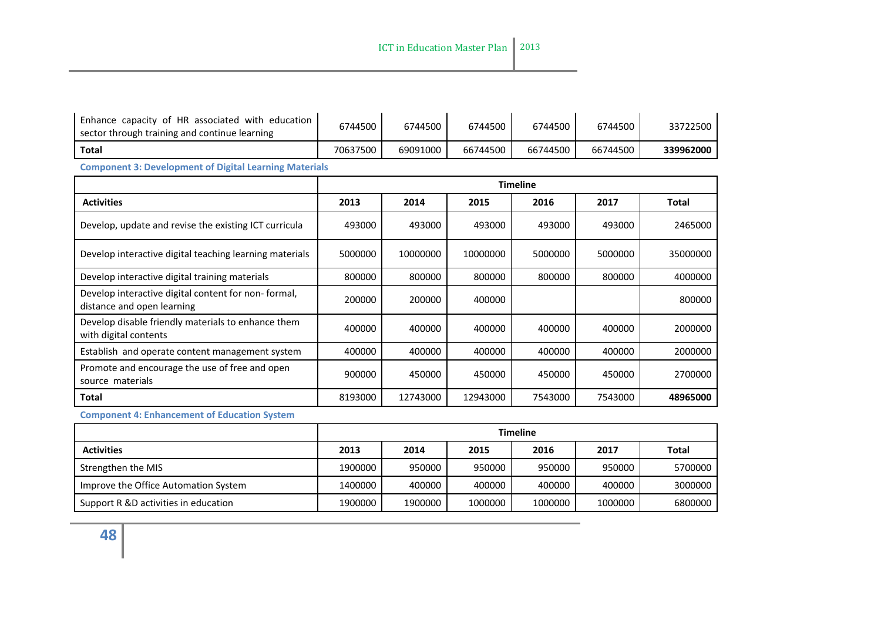| Enhance capacity of HR associated with education sector through training and continue learning | 6744500 | 6744500 | 6744500 | 6744500 | 6744500 | 33722500 |
|---|---|---|---|---|---|---|
| **Total** | 70637500 | 69091000 | 66744500 | 66744500 | 66744500 | **339962000** |

**Component 3: Development of Digital Learning Materials**

| | Timeline | | | | | |
|---|---|---|---|---|---|---|
| **Activities** | **2013** | **2014** | **2015** | **2016** | **2017** | **Total** |
| Develop, update and revise the existing ICT curricula | 493000 | 493000 | 493000 | 493000 | 493000 | 2465000 |
| Develop interactive digital teaching learning materials | 5000000 | 10000000 | 10000000 | 5000000 | 5000000 | 35000000 |
| Develop interactive digital training materials | 800000 | 800000 | 800000 | 800000 | 800000 | 4000000 |
| Develop interactive digital content for non- formal, distance and open learning | 200000 | 200000 | 400000 | | | 800000 |
| Develop disable friendly materials to enhance them with digital contents | 400000 | 400000 | 400000 | 400000 | 400000 | 2000000 |
| Establish and operate content management system | 400000 | 400000 | 400000 | 400000 | 400000 | 2000000 |
| Promote and encourage the use of free and open source materials | 900000 | 450000 | 450000 | 450000 | 450000 | 2700000 |
| **Total** | 8193000 | 12743000 | 12943000 | 7543000 | 7543000 | **48965000** |

**Component 4: Enhancement of Education System**

| | Timeline | | | | | |
|---|---|---|---|---|---|---|
| **Activities** | **2013** | **2014** | **2015** | **2016** | **2017** | **Total** |
| Strengthen the MIS | 1900000 | 950000 | 950000 | 950000 | 950000 | 5700000 |
| Improve the Office Automation System | 1400000 | 400000 | 400000 | 400000 | 400000 | 3000000 |
| Support R &D activities in education | 1900000 | 1900000 | 1000000 | 1000000 | 1000000 | 6800000 |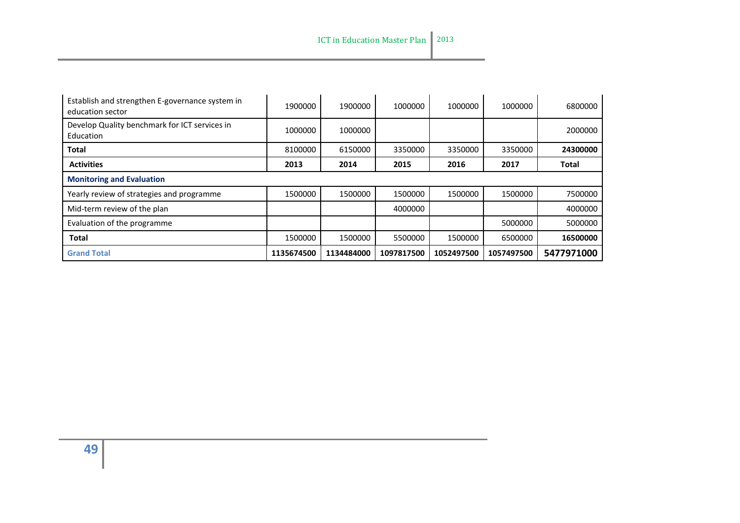| | | | | | | |
|---|---|---|---|---|---|---|
| Establish and strengthen E-governance system in education sector | 1900000 | 1900000 | 1000000 | 1000000 | 1000000 | 6800000 |
| Develop Quality benchmark for ICT services in Education | 1000000 | 1000000 | | | | 2000000 |
| **Total** | 8100000 | 6150000 | 3350000 | 3350000 | 3350000 | **24300000** |
| **Activities** | **2013** | **2014** | **2015** | **2016** | **2017** | **Total** |
| **Monitoring and Evaluation** | | | | | | |
| Yearly review of strategies and programme | 1500000 | 1500000 | 1500000 | 1500000 | 1500000 | 7500000 |
| Mid-term review of the plan | | | 4000000 | | | 4000000 |
| Evaluation of the programme | | | | | 5000000 | 5000000 |
| **Total** | 1500000 | 1500000 | 5500000 | 1500000 | 6500000 | **16500000** |
| **Grand Total** | **1135674500** | **1134484000** | **1097817500** | **1052497500** | **1057497500** | **5477971000** |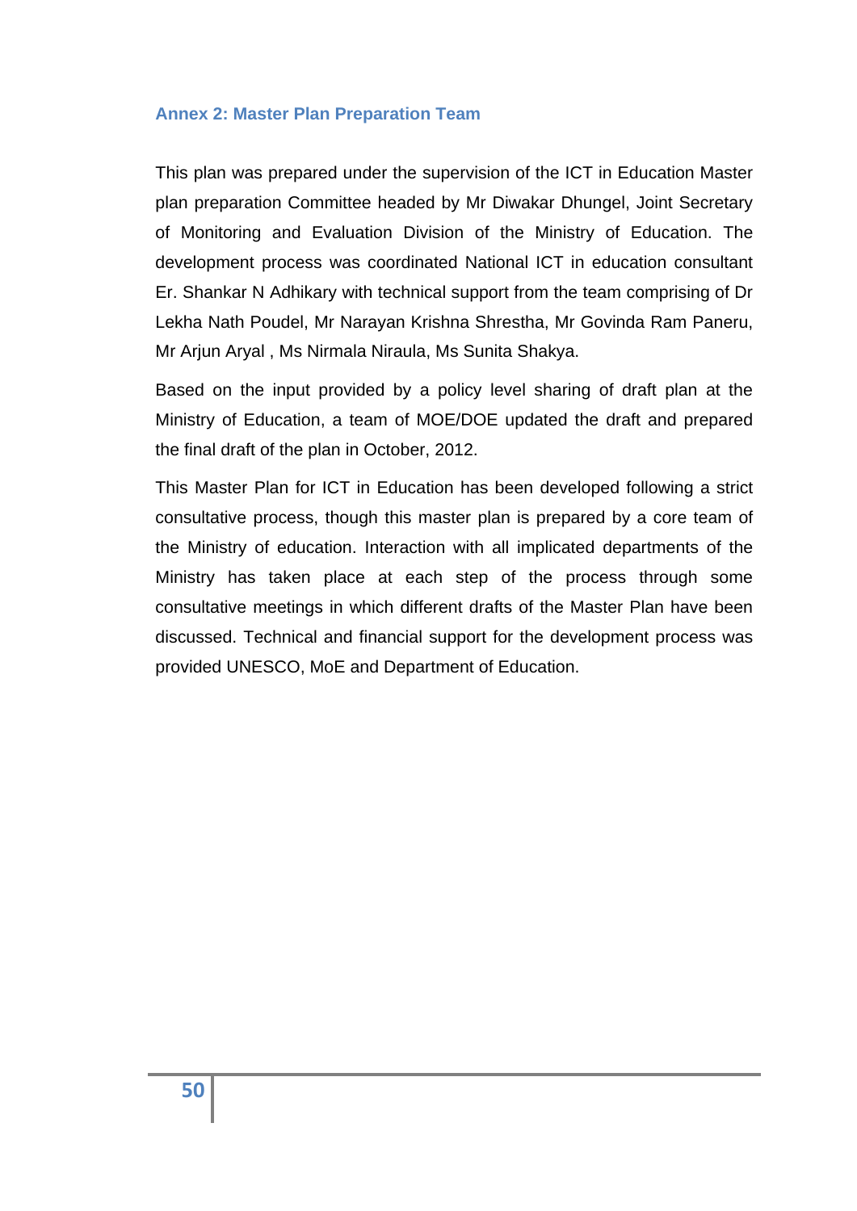## Annex 2: Master Plan Preparation Team

This plan was prepared under the supervision of the ICT in Education Master plan preparation Committee headed by Mr Diwakar Dhungel, Joint Secretary of Monitoring and Evaluation Division of the Ministry of Education. The development process was coordinated National ICT in education consultant Er. Shankar N Adhikary with technical support from the team comprising of Dr Lekha Nath Poudel, Mr Narayan Krishna Shrestha, Mr Govinda Ram Paneru, Mr Arjun Aryal , Ms Nirmala Niraula, Ms Sunita Shakya.

Based on the input provided by a policy level sharing of draft plan at the Ministry of Education, a team of MOE/DOE updated the draft and prepared the final draft of the plan in October, 2012.

This Master Plan for ICT in Education has been developed following a strict consultative process, though this master plan is prepared by a core team of the Ministry of education. Interaction with all implicated departments of the Ministry has taken place at each step of the process through some consultative meetings in which different drafts of the Master Plan have been discussed. Technical and financial support for the development process was provided UNESCO, MoE and Department of Education.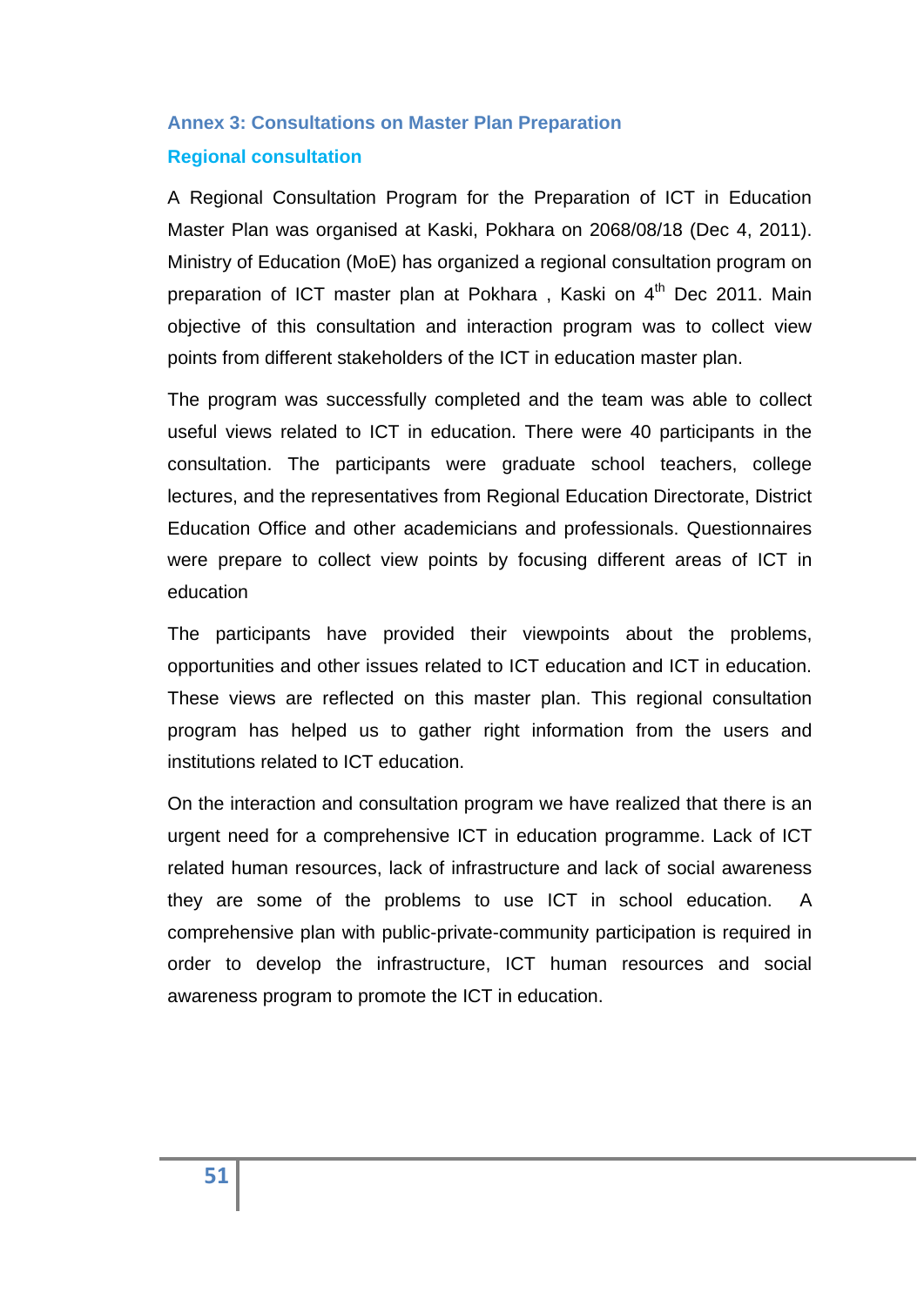## Annex 3: Consultations on Master Plan Preparation

### Regional consultation

A Regional Consultation Program for the Preparation of ICT in Education Master Plan was organised at Kaski, Pokhara on 2068/08/18 (Dec 4, 2011). Ministry of Education (MoE) has organized a regional consultation program on preparation of ICT master plan at Pokhara , Kaski on 4th Dec 2011. Main objective of this consultation and interaction program was to collect view points from different stakeholders of the ICT in education master plan.

The program was successfully completed and the team was able to collect useful views related to ICT in education. There were 40 participants in the consultation. The participants were graduate school teachers, college lectures, and the representatives from Regional Education Directorate, District Education Office and other academicians and professionals. Questionnaires were prepare to collect view points by focusing different areas of ICT in education

The participants have provided their viewpoints about the problems, opportunities and other issues related to ICT education and ICT in education. These views are reflected on this master plan. This regional consultation program has helped us to gather right information from the users and institutions related to ICT education.

On the interaction and consultation program we have realized that there is an urgent need for a comprehensive ICT in education programme. Lack of ICT related human resources, lack of infrastructure and lack of social awareness they are some of the problems to use ICT in school education. A comprehensive plan with public-private-community participation is required in order to develop the infrastructure, ICT human resources and social awareness program to promote the ICT in education.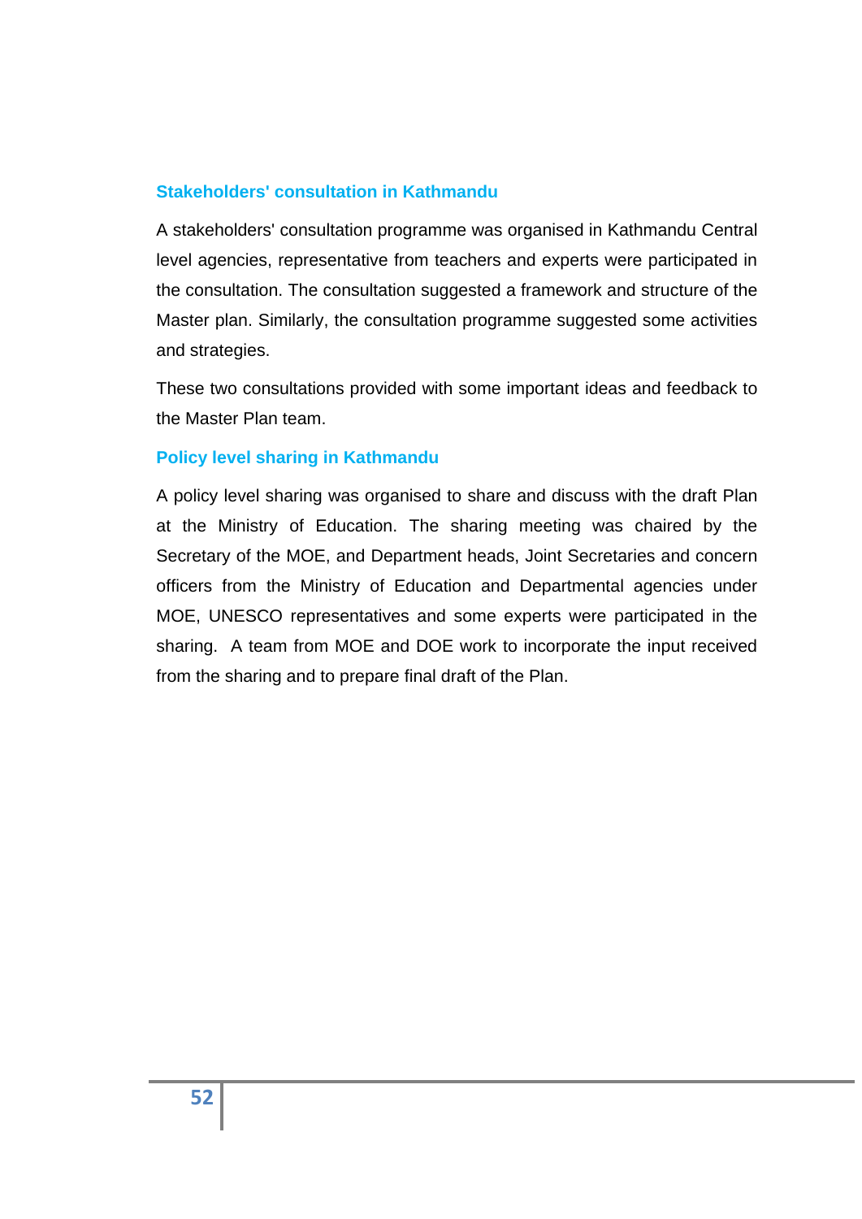### Stakeholders' consultation in Kathmandu

A stakeholders' consultation programme was organised in Kathmandu Central level agencies, representative from teachers and experts were participated in the consultation. The consultation suggested a framework and structure of the Master plan. Similarly, the consultation programme suggested some activities and strategies.

These two consultations provided with some important ideas and feedback to the Master Plan team.

### Policy level sharing in Kathmandu

A policy level sharing was organised to share and discuss with the draft Plan at the Ministry of Education. The sharing meeting was chaired by the Secretary of the MOE, and Department heads, Joint Secretaries and concern officers from the Ministry of Education and Departmental agencies under MOE, UNESCO representatives and some experts were participated in the sharing. A team from MOE and DOE work to incorporate the input received from the sharing and to prepare final draft of the Plan.